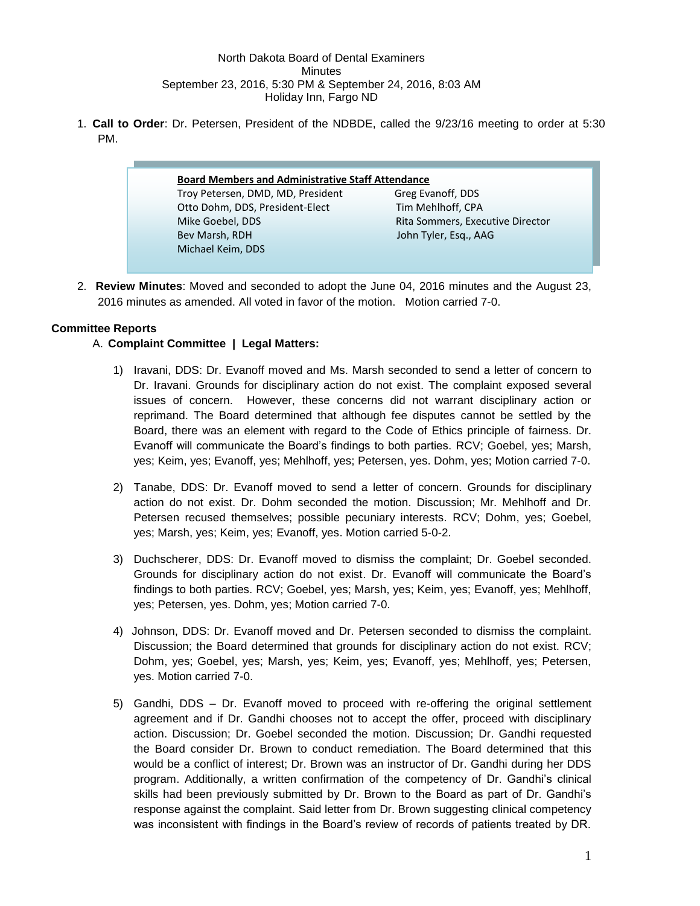North Dakota Board of Dental Examiners
Minutes
September 23, 2016, 5:30 PM & September 24, 2016, 8:03 AM
Holiday Inn, Fargo ND

1. **Call to Order**: Dr. Petersen, President of the NDBDE, called the 9/23/16 meeting to order at 5:30 PM.

**Board Members and Administrative Staff Attendance**

| | |
|---|---|
| Troy Petersen, DMD, MD, President | Greg Evanoff, DDS |
| Otto Dohm, DDS, President-Elect | Tim Mehlhoff, CPA |
| Mike Goebel, DDS | Rita Sommers, Executive Director |
| Bev Marsh, RDH | John Tyler, Esq., AAG |
| Michael Keim, DDS | |

2. **Review Minutes**: Moved and seconded to adopt the June 04, 2016 minutes and the August 23, 2016 minutes as amended. All voted in favor of the motion. Motion carried 7-0.

**Committee Reports**

A. **Complaint Committee | Legal Matters:**

1) Iravani, DDS: Dr. Evanoff moved and Ms. Marsh seconded to send a letter of concern to Dr. Iravani. Grounds for disciplinary action do not exist. The complaint exposed several issues of concern. However, these concerns did not warrant disciplinary action or reprimand. The Board determined that although fee disputes cannot be settled by the Board, there was an element with regard to the Code of Ethics principle of fairness. Dr. Evanoff will communicate the Board's findings to both parties. RCV; Goebel, yes; Marsh, yes; Keim, yes; Evanoff, yes; Mehlhoff, yes; Petersen, yes. Dohm, yes; Motion carried 7-0.

2) Tanabe, DDS: Dr. Evanoff moved to send a letter of concern. Grounds for disciplinary action do not exist. Dr. Dohm seconded the motion. Discussion; Mr. Mehlhoff and Dr. Petersen recused themselves; possible pecuniary interests. RCV; Dohm, yes; Goebel, yes; Marsh, yes; Keim, yes; Evanoff, yes. Motion carried 5-0-2.

3) Duchscherer, DDS: Dr. Evanoff moved to dismiss the complaint; Dr. Goebel seconded. Grounds for disciplinary action do not exist. Dr. Evanoff will communicate the Board's findings to both parties. RCV; Goebel, yes; Marsh, yes; Keim, yes; Evanoff, yes; Mehlhoff, yes; Petersen, yes. Dohm, yes; Motion carried 7-0.

4) Johnson, DDS: Dr. Evanoff moved and Dr. Petersen seconded to dismiss the complaint. Discussion; the Board determined that grounds for disciplinary action do not exist. RCV; Dohm, yes; Goebel, yes; Marsh, yes; Keim, yes; Evanoff, yes; Mehlhoff, yes; Petersen, yes. Motion carried 7-0.

5) Gandhi, DDS – Dr. Evanoff moved to proceed with re-offering the original settlement agreement and if Dr. Gandhi chooses not to accept the offer, proceed with disciplinary action. Discussion; Dr. Goebel seconded the motion. Discussion; Dr. Gandhi requested the Board consider Dr. Brown to conduct remediation. The Board determined that this would be a conflict of interest; Dr. Brown was an instructor of Dr. Gandhi during her DDS program. Additionally, a written confirmation of the competency of Dr. Gandhi's clinical skills had been previously submitted by Dr. Brown to the Board as part of Dr. Gandhi's response against the complaint. Said letter from Dr. Brown suggesting clinical competency was inconsistent with findings in the Board's review of records of patients treated by DR.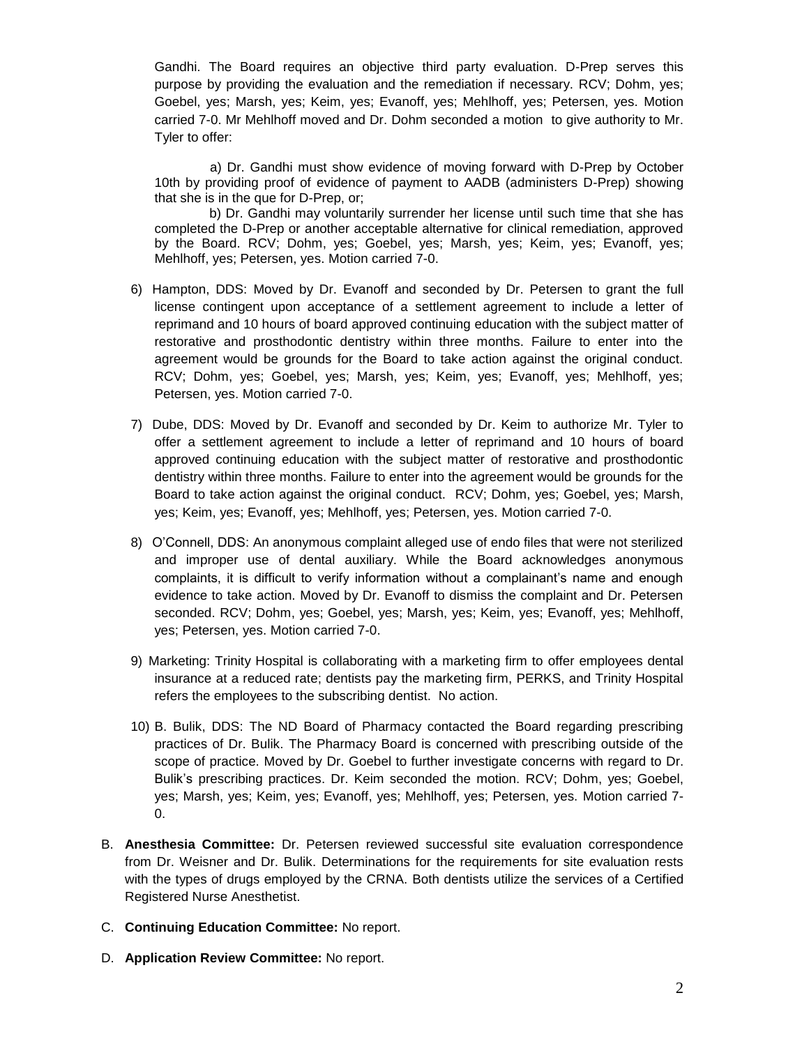Gandhi. The Board requires an objective third party evaluation. D-Prep serves this purpose by providing the evaluation and the remediation if necessary. RCV; Dohm, yes; Goebel, yes; Marsh, yes; Keim, yes; Evanoff, yes; Mehlhoff, yes; Petersen, yes. Motion carried 7-0. Mr Mehlhoff moved and Dr. Dohm seconded a motion to give authority to Mr. Tyler to offer:

a) Dr. Gandhi must show evidence of moving forward with D-Prep by October 10th by providing proof of evidence of payment to AADB (administers D-Prep) showing that she is in the que for D-Prep, or;

b) Dr. Gandhi may voluntarily surrender her license until such time that she has completed the D-Prep or another acceptable alternative for clinical remediation, approved by the Board. RCV; Dohm, yes; Goebel, yes; Marsh, yes; Keim, yes; Evanoff, yes; Mehlhoff, yes; Petersen, yes. Motion carried 7-0.

6) Hampton, DDS: Moved by Dr. Evanoff and seconded by Dr. Petersen to grant the full license contingent upon acceptance of a settlement agreement to include a letter of reprimand and 10 hours of board approved continuing education with the subject matter of restorative and prosthodontic dentistry within three months. Failure to enter into the agreement would be grounds for the Board to take action against the original conduct. RCV; Dohm, yes; Goebel, yes; Marsh, yes; Keim, yes; Evanoff, yes; Mehlhoff, yes; Petersen, yes. Motion carried 7-0.

7) Dube, DDS: Moved by Dr. Evanoff and seconded by Dr. Keim to authorize Mr. Tyler to offer a settlement agreement to include a letter of reprimand and 10 hours of board approved continuing education with the subject matter of restorative and prosthodontic dentistry within three months. Failure to enter into the agreement would be grounds for the Board to take action against the original conduct. RCV; Dohm, yes; Goebel, yes; Marsh, yes; Keim, yes; Evanoff, yes; Mehlhoff, yes; Petersen, yes. Motion carried 7-0.

8) O'Connell, DDS: An anonymous complaint alleged use of endo files that were not sterilized and improper use of dental auxiliary. While the Board acknowledges anonymous complaints, it is difficult to verify information without a complainant's name and enough evidence to take action. Moved by Dr. Evanoff to dismiss the complaint and Dr. Petersen seconded. RCV; Dohm, yes; Goebel, yes; Marsh, yes; Keim, yes; Evanoff, yes; Mehlhoff, yes; Petersen, yes. Motion carried 7-0.

9) Marketing: Trinity Hospital is collaborating with a marketing firm to offer employees dental insurance at a reduced rate; dentists pay the marketing firm, PERKS, and Trinity Hospital refers the employees to the subscribing dentist. No action.

10) B. Bulik, DDS: The ND Board of Pharmacy contacted the Board regarding prescribing practices of Dr. Bulik. The Pharmacy Board is concerned with prescribing outside of the scope of practice. Moved by Dr. Goebel to further investigate concerns with regard to Dr. Bulik's prescribing practices. Dr. Keim seconded the motion. RCV; Dohm, yes; Goebel, yes; Marsh, yes; Keim, yes; Evanoff, yes; Mehlhoff, yes; Petersen, yes. Motion carried 7-0.

B. **Anesthesia Committee:** Dr. Petersen reviewed successful site evaluation correspondence from Dr. Weisner and Dr. Bulik. Determinations for the requirements for site evaluation rests with the types of drugs employed by the CRNA. Both dentists utilize the services of a Certified Registered Nurse Anesthetist.

C. **Continuing Education Committee:** No report.

D. **Application Review Committee:** No report.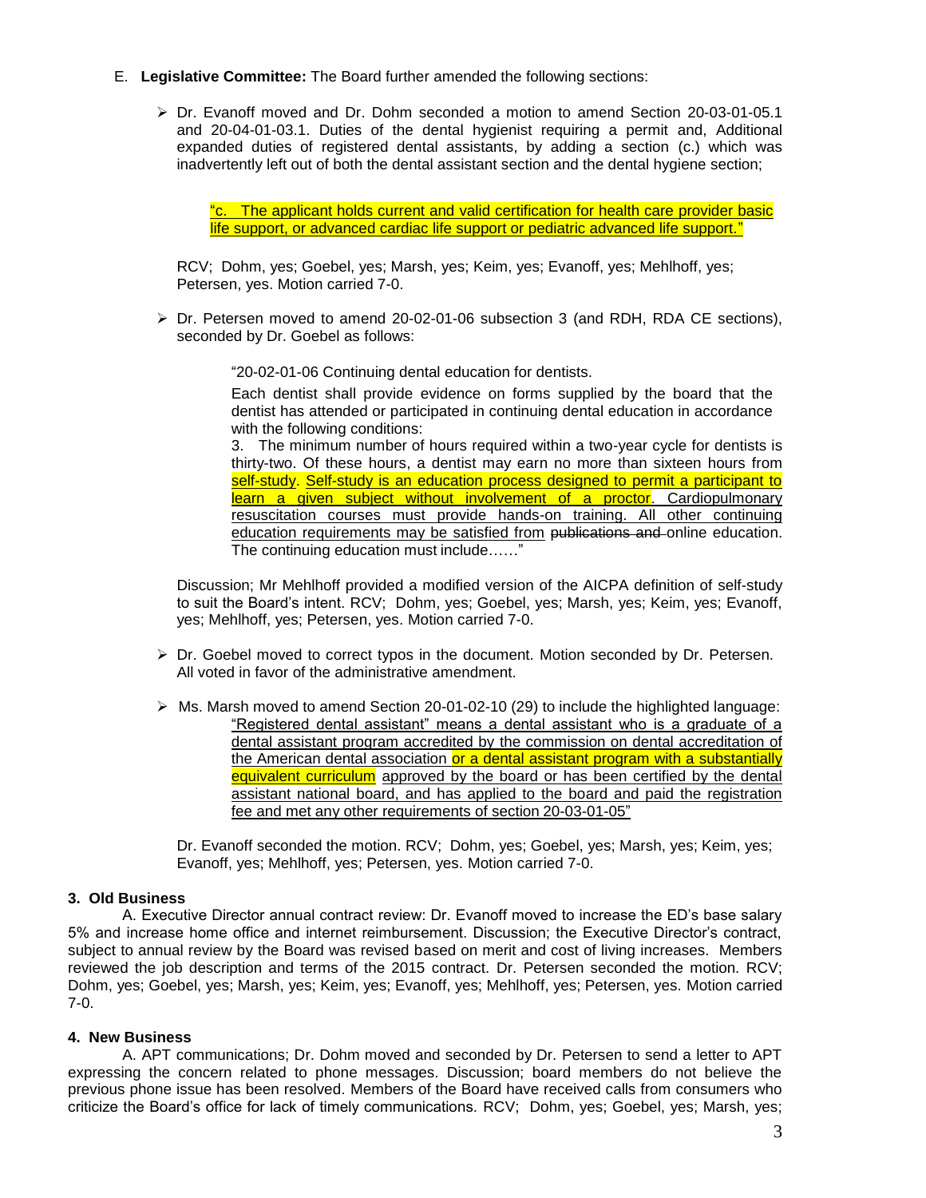E. **Legislative Committee:** The Board further amended the following sections:

- Dr. Evanoff moved and Dr. Dohm seconded a motion to amend Section 20-03-01-05.1 and 20-04-01-03.1. Duties of the dental hygienist requiring a permit and, Additional expanded duties of registered dental assistants, by adding a section (c.) which was inadvertently left out of both the dental assistant section and the dental hygiene section;

  "c. The applicant holds current and valid certification for health care provider basic life support, or advanced cardiac life support or pediatric advanced life support."

  RCV; Dohm, yes; Goebel, yes; Marsh, yes; Keim, yes; Evanoff, yes; Mehlhoff, yes; Petersen, yes. Motion carried 7-0.

- Dr. Petersen moved to amend 20-02-01-06 subsection 3 (and RDH, RDA CE sections), seconded by Dr. Goebel as follows:

  "20-02-01-06 Continuing dental education for dentists.

  Each dentist shall provide evidence on forms supplied by the board that the dentist has attended or participated in continuing dental education in accordance with the following conditions:

  3. The minimum number of hours required within a two-year cycle for dentists is thirty-two. Of these hours, a dentist may earn no more than sixteen hours from self-study. Self-study is an education process designed to permit a participant to learn a given subject without involvement of a proctor. Cardiopulmonary resuscitation courses must provide hands-on training. All other continuing education requirements may be satisfied from ~~publications and~~ online education. The continuing education must include……"

  Discussion; Mr Mehlhoff provided a modified version of the AICPA definition of self-study to suit the Board's intent. RCV; Dohm, yes; Goebel, yes; Marsh, yes; Keim, yes; Evanoff, yes; Mehlhoff, yes; Petersen, yes. Motion carried 7-0.

- Dr. Goebel moved to correct typos in the document. Motion seconded by Dr. Petersen. All voted in favor of the administrative amendment.

- Ms. Marsh moved to amend Section 20-01-02-10 (29) to include the highlighted language:

  "Registered dental assistant" means a dental assistant who is a graduate of a dental assistant program accredited by the commission on dental accreditation of the American dental association or a dental assistant program with a substantially equivalent curriculum approved by the board or has been certified by the dental assistant national board, and has applied to the board and paid the registration fee and met any other requirements of section 20-03-01-05"

  Dr. Evanoff seconded the motion. RCV; Dohm, yes; Goebel, yes; Marsh, yes; Keim, yes; Evanoff, yes; Mehlhoff, yes; Petersen, yes. Motion carried 7-0.

## 3. Old Business

A. Executive Director annual contract review: Dr. Evanoff moved to increase the ED's base salary 5% and increase home office and internet reimbursement. Discussion; the Executive Director's contract, subject to annual review by the Board was revised based on merit and cost of living increases. Members reviewed the job description and terms of the 2015 contract. Dr. Petersen seconded the motion. RCV; Dohm, yes; Goebel, yes; Marsh, yes; Keim, yes; Evanoff, yes; Mehlhoff, yes; Petersen, yes. Motion carried 7-0.

## 4. New Business

A. APT communications; Dr. Dohm moved and seconded by Dr. Petersen to send a letter to APT expressing the concern related to phone messages. Discussion; board members do not believe the previous phone issue has been resolved. Members of the Board have received calls from consumers who criticize the Board's office for lack of timely communications. RCV; Dohm, yes; Goebel, yes; Marsh, yes;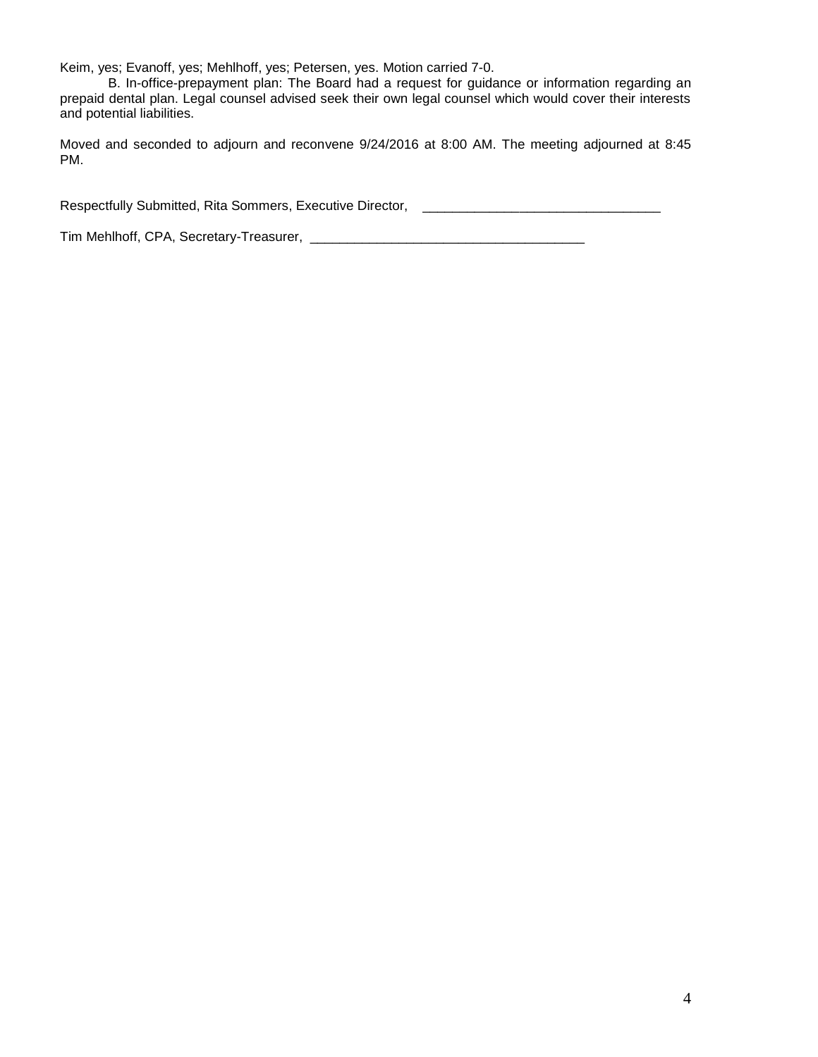Keim, yes; Evanoff, yes; Mehlhoff, yes; Petersen, yes. Motion carried 7-0.

B. In-office-prepayment plan: The Board had a request for guidance or information regarding an prepaid dental plan. Legal counsel advised seek their own legal counsel which would cover their interests and potential liabilities.

Moved and seconded to adjourn and reconvene 9/24/2016 at 8:00 AM. The meeting adjourned at 8:45 PM.

Respectfully Submitted, Rita Sommers, Executive Director, ________________________________

Tim Mehlhoff, CPA, Secretary-Treasurer, ____________________________________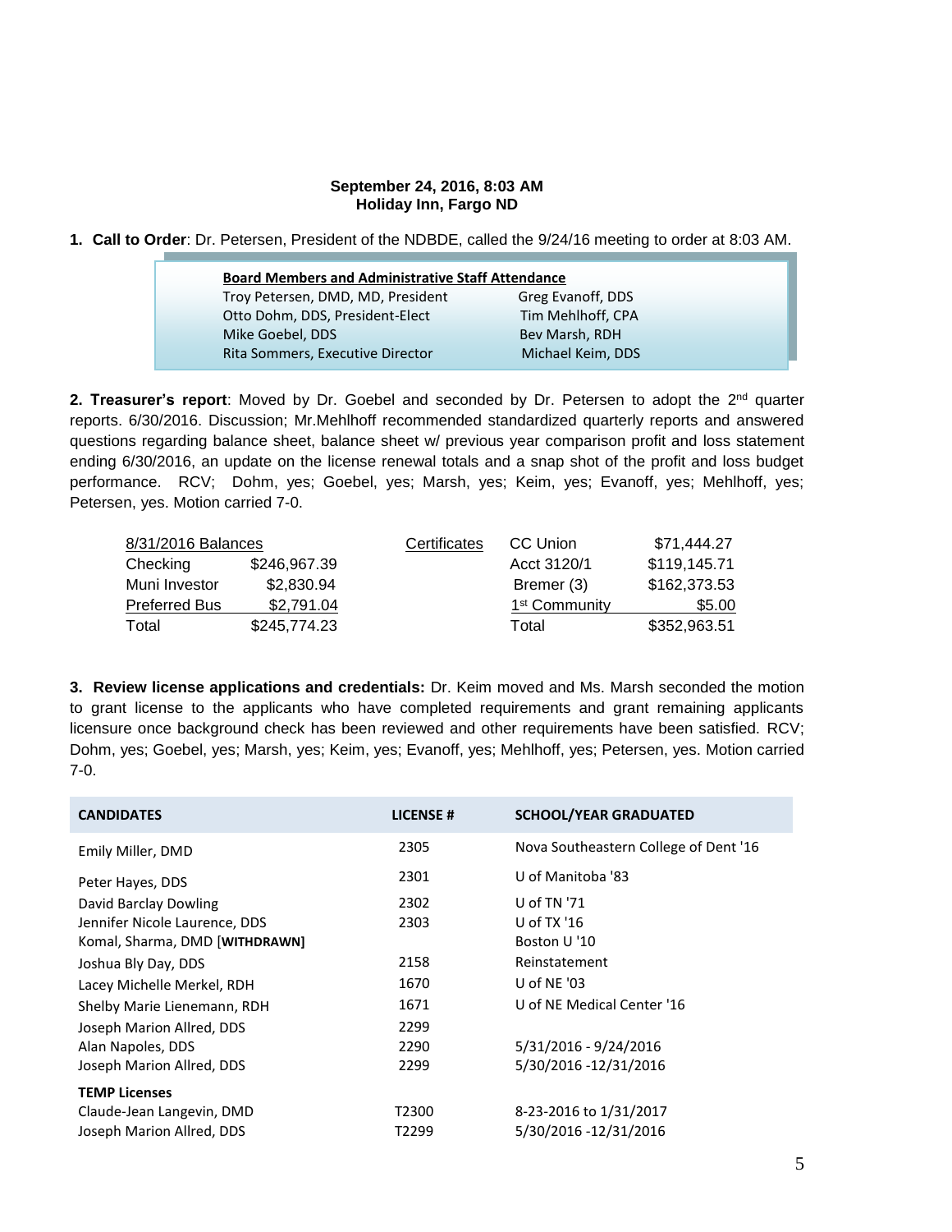**September 24, 2016, 8:03 AM**
**Holiday Inn, Fargo ND**

**1. Call to Order**: Dr. Petersen, President of the NDBDE, called the 9/24/16 meeting to order at 8:03 AM.

| **Board Members and Administrative Staff Attendance** | |
|---|---|
| Troy Petersen, DMD, MD, President | Greg Evanoff, DDS |
| Otto Dohm, DDS, President-Elect | Tim Mehlhoff, CPA |
| Mike Goebel, DDS | Bev Marsh, RDH |
| Rita Sommers, Executive Director | Michael Keim, DDS |

**2. Treasurer's report**: Moved by Dr. Goebel and seconded by Dr. Petersen to adopt the 2nd quarter reports. 6/30/2016. Discussion; Mr.Mehlhoff recommended standardized quarterly reports and answered questions regarding balance sheet, balance sheet w/ previous year comparison profit and loss statement ending 6/30/2016, an update on the license renewal totals and a snap shot of the profit and loss budget performance. RCV; Dohm, yes; Goebel, yes; Marsh, yes; Keim, yes; Evanoff, yes; Mehlhoff, yes; Petersen, yes. Motion carried 7-0.

| 8/31/2016 Balances | | Certificates | | |
|---|---|---|---|---|
| Checking | $246,967.39 | | CC Union | $71,444.27 |
| Muni Investor | $2,830.94 | | Acct 3120/1 | $119,145.71 |
| Preferred Bus | $2,791.04 | | Bremer (3) | $162,373.53 |
| | | | 1st Community | $5.00 |
| Total | $245,774.23 | | Total | $352,963.51 |

**3. Review license applications and credentials:** Dr. Keim moved and Ms. Marsh seconded the motion to grant license to the applicants who have completed requirements and grant remaining applicants licensure once background check has been reviewed and other requirements have been satisfied. RCV; Dohm, yes; Goebel, yes; Marsh, yes; Keim, yes; Evanoff, yes; Mehlhoff, yes; Petersen, yes. Motion carried 7-0.

| CANDIDATES | LICENSE # | SCHOOL/YEAR GRADUATED |
|---|---|---|
| Emily Miller, DMD | 2305 | Nova Southeastern College of Dent '16 |
| Peter Hayes, DDS | 2301 | U of Manitoba '83 |
| David Barclay Dowling | 2302 | U of TN '71 |
| Jennifer Nicole Laurence, DDS | 2303 | U of TX '16 |
| Komal, Sharma, DMD [**WITHDRAWN**] | | Boston U '10 |
| Joshua Bly Day, DDS | 2158 | Reinstatement |
| Lacey Michelle Merkel, RDH | 1670 | U of NE '03 |
| Shelby Marie Lienemann, RDH | 1671 | U of NE Medical Center '16 |
| Joseph Marion Allred, DDS | 2299 | |
| Alan Napoles, DDS | 2290 | 5/31/2016 - 9/24/2016 |
| Joseph Marion Allred, DDS | 2299 | 5/30/2016 -12/31/2016 |
| **TEMP Licenses** | | |
| Claude-Jean Langevin, DMD | T2300 | 8-23-2016 to 1/31/2017 |
| Joseph Marion Allred, DDS | T2299 | 5/30/2016 -12/31/2016 |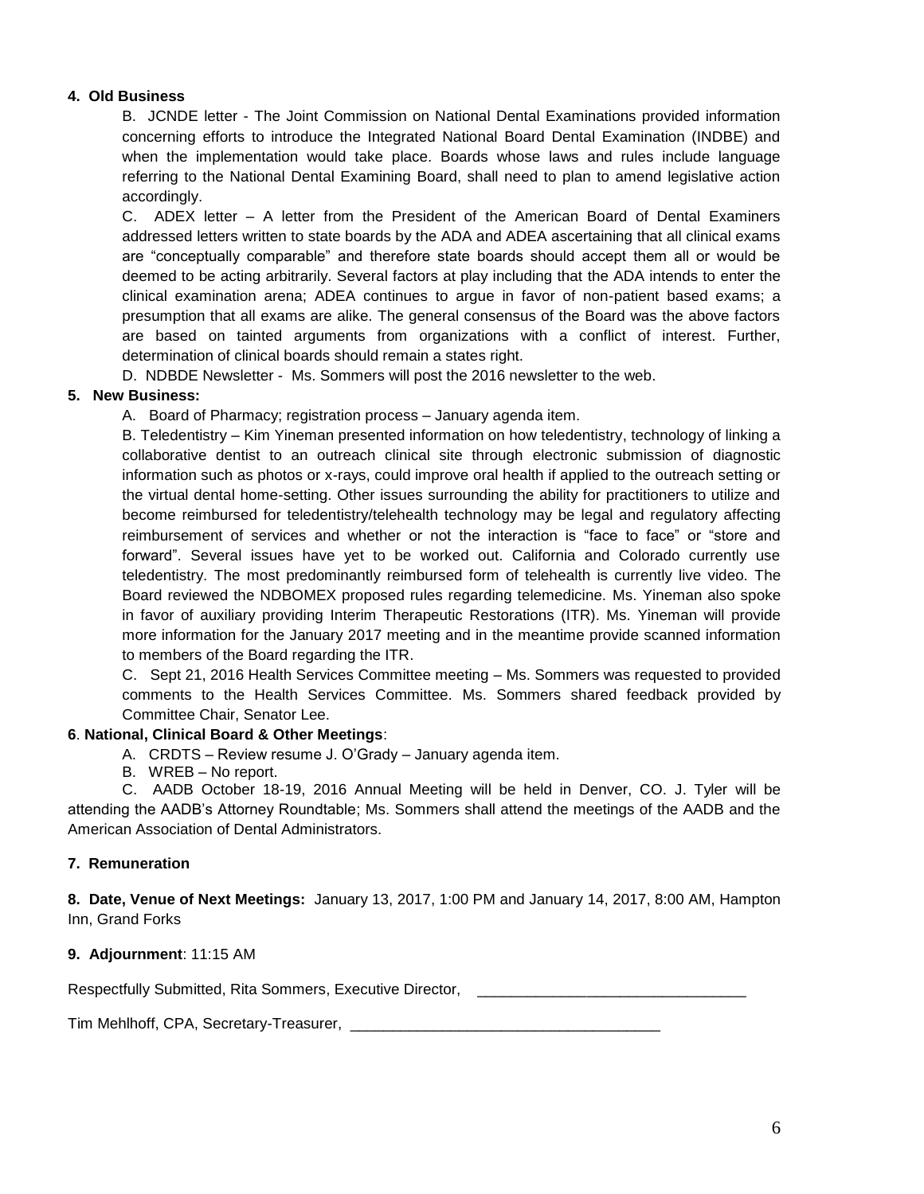**4. Old Business**

B. JCNDE letter - The Joint Commission on National Dental Examinations provided information concerning efforts to introduce the Integrated National Board Dental Examination (INDBE) and when the implementation would take place. Boards whose laws and rules include language referring to the National Dental Examining Board, shall need to plan to amend legislative action accordingly.

C. ADEX letter – A letter from the President of the American Board of Dental Examiners addressed letters written to state boards by the ADA and ADEA ascertaining that all clinical exams are "conceptually comparable" and therefore state boards should accept them all or would be deemed to be acting arbitrarily. Several factors at play including that the ADA intends to enter the clinical examination arena; ADEA continues to argue in favor of non-patient based exams; a presumption that all exams are alike. The general consensus of the Board was the above factors are based on tainted arguments from organizations with a conflict of interest. Further, determination of clinical boards should remain a states right.

D. NDBDE Newsletter - Ms. Sommers will post the 2016 newsletter to the web.

**5. New Business:**

A. Board of Pharmacy; registration process – January agenda item.

B. Teledentistry – Kim Yineman presented information on how teledentistry, technology of linking a collaborative dentist to an outreach clinical site through electronic submission of diagnostic information such as photos or x-rays, could improve oral health if applied to the outreach setting or the virtual dental home-setting. Other issues surrounding the ability for practitioners to utilize and become reimbursed for teledentistry/telehealth technology may be legal and regulatory affecting reimbursement of services and whether or not the interaction is "face to face" or "store and forward". Several issues have yet to be worked out. California and Colorado currently use teledentistry. The most predominantly reimbursed form of telehealth is currently live video. The Board reviewed the NDBOMEX proposed rules regarding telemedicine. Ms. Yineman also spoke in favor of auxiliary providing Interim Therapeutic Restorations (ITR). Ms. Yineman will provide more information for the January 2017 meeting and in the meantime provide scanned information to members of the Board regarding the ITR.

C. Sept 21, 2016 Health Services Committee meeting – Ms. Sommers was requested to provided comments to the Health Services Committee. Ms. Sommers shared feedback provided by Committee Chair, Senator Lee.

**6**. **National, Clinical Board & Other Meetings**:

A. CRDTS – Review resume J. O'Grady – January agenda item.

B. WREB – No report.

C. AADB October 18-19, 2016 Annual Meeting will be held in Denver, CO. J. Tyler will be attending the AADB's Attorney Roundtable; Ms. Sommers shall attend the meetings of the AADB and the American Association of Dental Administrators.

**7. Remuneration**

**8. Date, Venue of Next Meetings:** January 13, 2017, 1:00 PM and January 14, 2017, 8:00 AM, Hampton Inn, Grand Forks

**9. Adjournment**: 11:15 AM

Respectfully Submitted, Rita Sommers, Executive Director, ________________________________

Tim Mehlhoff, CPA, Secretary-Treasurer, ____________________________________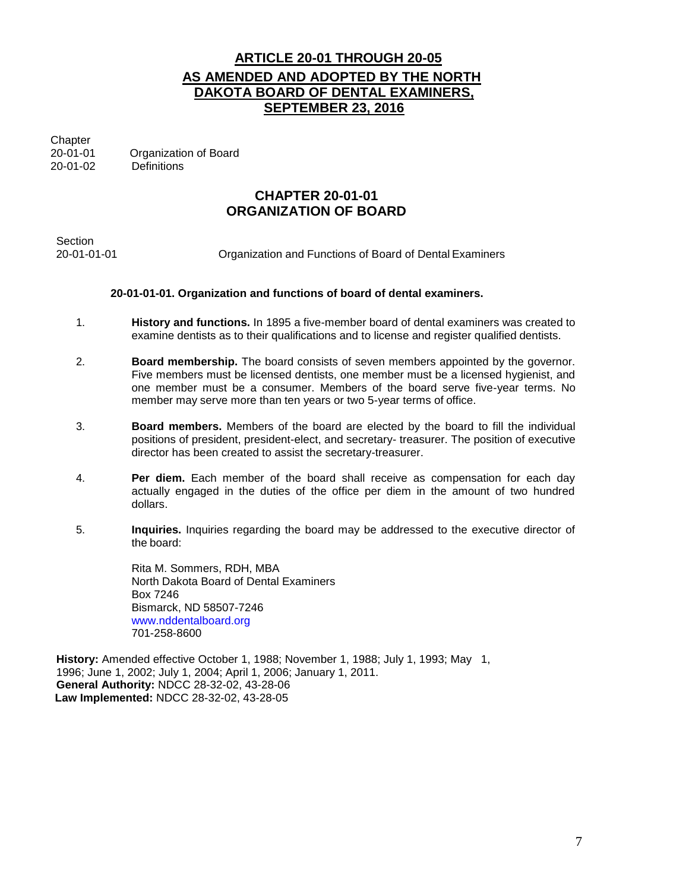# ARTICLE 20-01 THROUGH 20-05 AS AMENDED AND ADOPTED BY THE NORTH DAKOTA BOARD OF DENTAL EXAMINERS, SEPTEMBER 23, 2016

| Chapter | |
|---|---|
| 20-01-01 | Organization of Board |
| 20-01-02 | Definitions |

## CHAPTER 20-01-01 ORGANIZATION OF BOARD

| Section | |
|---|---|
| 20-01-01-01 | Organization and Functions of Board of Dental Examiners |

### 20-01-01-01. Organization and functions of board of dental examiners.

1. **History and functions.** In 1895 a five-member board of dental examiners was created to examine dentists as to their qualifications and to license and register qualified dentists.

2. **Board membership.** The board consists of seven members appointed by the governor. Five members must be licensed dentists, one member must be a licensed hygienist, and one member must be a consumer. Members of the board serve five-year terms. No member may serve more than ten years or two 5-year terms of office.

3. **Board members.** Members of the board are elected by the board to fill the individual positions of president, president-elect, and secretary- treasurer. The position of executive director has been created to assist the secretary-treasurer.

4. **Per diem.** Each member of the board shall receive as compensation for each day actually engaged in the duties of the office per diem in the amount of two hundred dollars.

5. **Inquiries.** Inquiries regarding the board may be addressed to the executive director of the board:

   Rita M. Sommers, RDH, MBA
   North Dakota Board of Dental Examiners
   Box 7246
   Bismarck, ND 58507-7246
   www.nddentalboard.org
   701-258-8600

**History:** Amended effective October 1, 1988; November 1, 1988; July 1, 1993; May 1, 1996; June 1, 2002; July 1, 2004; April 1, 2006; January 1, 2011.
**General Authority:** NDCC 28-32-02, 43-28-06
**Law Implemented:** NDCC 28-32-02, 43-28-05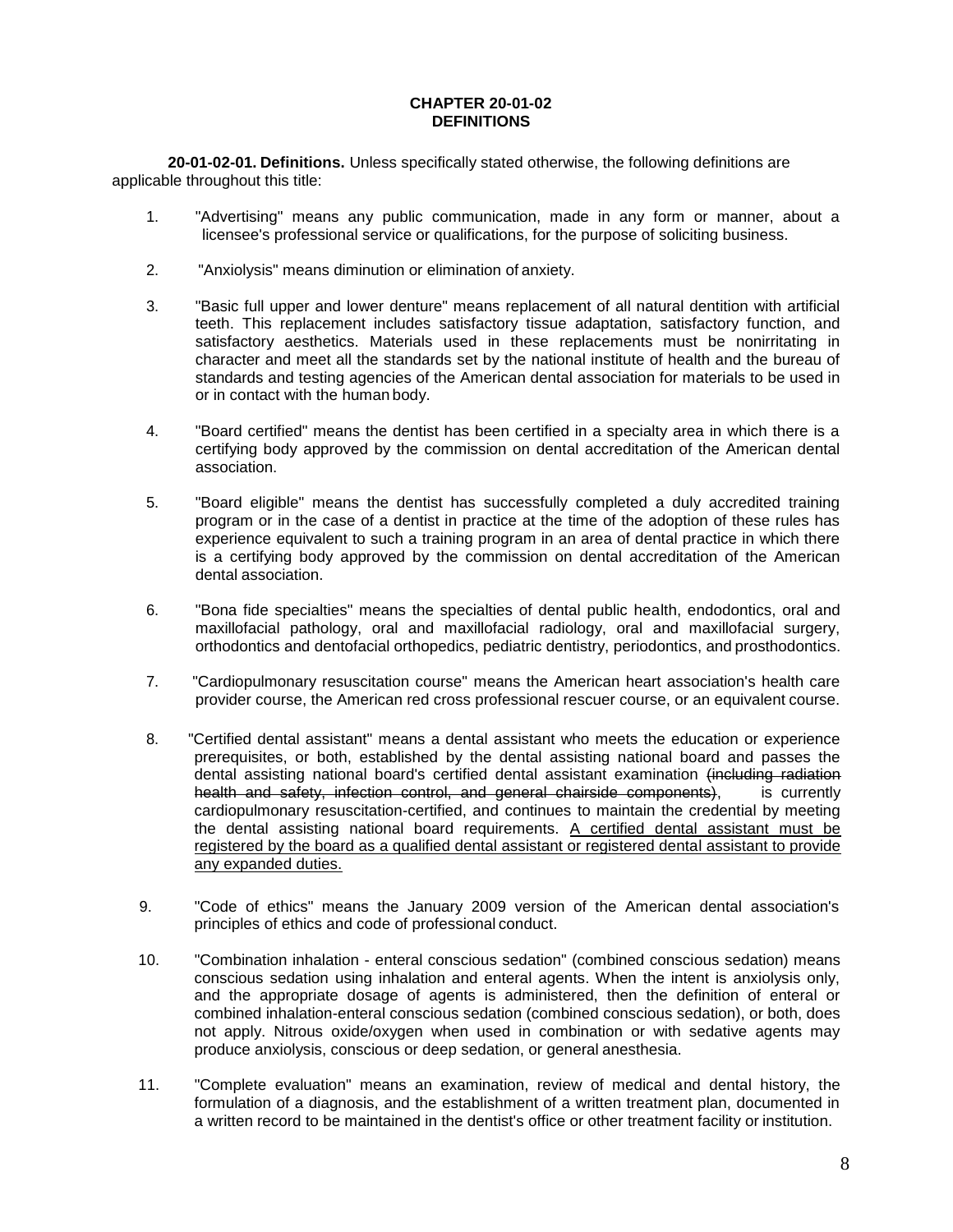## CHAPTER 20-01-02
## DEFINITIONS

**20-01-02-01. Definitions.** Unless specifically stated otherwise, the following definitions are applicable throughout this title:

1. "Advertising" means any public communication, made in any form or manner, about a licensee's professional service or qualifications, for the purpose of soliciting business.

2. "Anxiolysis" means diminution or elimination of anxiety.

3. "Basic full upper and lower denture" means replacement of all natural dentition with artificial teeth. This replacement includes satisfactory tissue adaptation, satisfactory function, and satisfactory aesthetics. Materials used in these replacements must be nonirritating in character and meet all the standards set by the national institute of health and the bureau of standards and testing agencies of the American dental association for materials to be used in or in contact with the human body.

4. "Board certified" means the dentist has been certified in a specialty area in which there is a certifying body approved by the commission on dental accreditation of the American dental association.

5. "Board eligible" means the dentist has successfully completed a duly accredited training program or in the case of a dentist in practice at the time of the adoption of these rules has experience equivalent to such a training program in an area of dental practice in which there is a certifying body approved by the commission on dental accreditation of the American dental association.

6. "Bona fide specialties" means the specialties of dental public health, endodontics, oral and maxillofacial pathology, oral and maxillofacial radiology, oral and maxillofacial surgery, orthodontics and dentofacial orthopedics, pediatric dentistry, periodontics, and prosthodontics.

7. "Cardiopulmonary resuscitation course" means the American heart association's health care provider course, the American red cross professional rescuer course, or an equivalent course.

8. "Certified dental assistant" means a dental assistant who meets the education or experience prerequisites, or both, established by the dental assisting national board and passes the dental assisting national board's certified dental assistant examination ~~(including radiation health and safety, infection control, and general chairside components)~~, is currently cardiopulmonary resuscitation-certified, and continues to maintain the credential by meeting the dental assisting national board requirements. <u>A certified dental assistant must be registered by the board as a qualified dental assistant or registered dental assistant to provide any expanded duties.</u>

9. "Code of ethics" means the January 2009 version of the American dental association's principles of ethics and code of professional conduct.

10. "Combination inhalation - enteral conscious sedation" (combined conscious sedation) means conscious sedation using inhalation and enteral agents. When the intent is anxiolysis only, and the appropriate dosage of agents is administered, then the definition of enteral or combined inhalation-enteral conscious sedation (combined conscious sedation), or both, does not apply. Nitrous oxide/oxygen when used in combination or with sedative agents may produce anxiolysis, conscious or deep sedation, or general anesthesia.

11. "Complete evaluation" means an examination, review of medical and dental history, the formulation of a diagnosis, and the establishment of a written treatment plan, documented in a written record to be maintained in the dentist's office or other treatment facility or institution.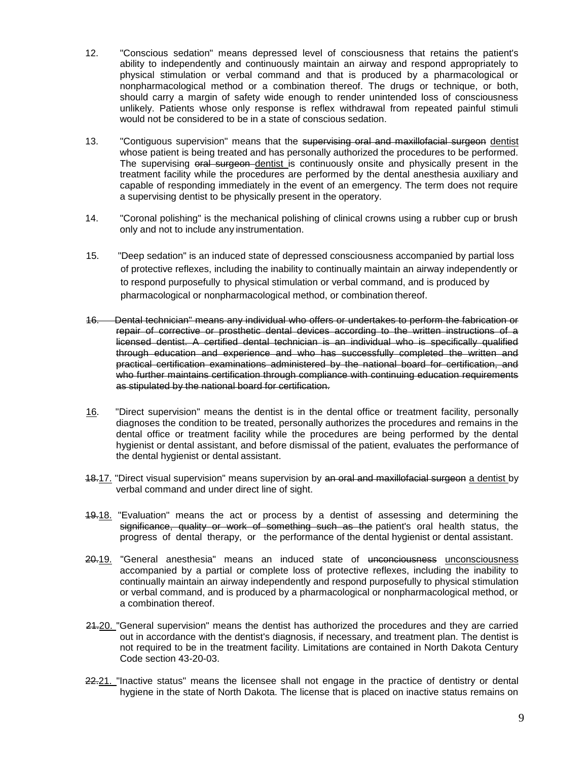12. "Conscious sedation" means depressed level of consciousness that retains the patient's ability to independently and continuously maintain an airway and respond appropriately to physical stimulation or verbal command and that is produced by a pharmacological or nonpharmacological method or a combination thereof. The drugs or technique, or both, should carry a margin of safety wide enough to render unintended loss of consciousness unlikely. Patients whose only response is reflex withdrawal from repeated painful stimuli would not be considered to be in a state of conscious sedation.

13. "Contiguous supervision" means that the ~~supervising oral and maxillofacial surgeon~~ dentist whose patient is being treated and has personally authorized the procedures to be performed. The supervising ~~oral surgeon~~ dentist is continuously onsite and physically present in the treatment facility while the procedures are performed by the dental anesthesia auxiliary and capable of responding immediately in the event of an emergency. The term does not require a supervising dentist to be physically present in the operatory.

14. "Coronal polishing" is the mechanical polishing of clinical crowns using a rubber cup or brush only and not to include any instrumentation.

15. "Deep sedation" is an induced state of depressed consciousness accompanied by partial loss of protective reflexes, including the inability to continually maintain an airway independently or to respond purposefully to physical stimulation or verbal command, and is produced by pharmacological or nonpharmacological method, or combination thereof.

~~16. Dental technician" means any individual who offers or undertakes to perform the fabrication or repair of corrective or prosthetic dental devices according to the written instructions of a licensed dentist. A certified dental technician is an individual who is specifically qualified through education and experience and who has successfully completed the written and practical certification examinations administered by the national board for certification, and who further maintains certification through compliance with continuing education requirements as stipulated by the national board for certification.~~

16. "Direct supervision" means the dentist is in the dental office or treatment facility, personally diagnoses the condition to be treated, personally authorizes the procedures and remains in the dental office or treatment facility while the procedures are being performed by the dental hygienist or dental assistant, and before dismissal of the patient, evaluates the performance of the dental hygienist or dental assistant.

~~18.~~17. "Direct visual supervision" means supervision by ~~an oral and maxillofacial surgeon~~ a dentist by verbal command and under direct line of sight.

~~19.~~18. "Evaluation" means the act or process by a dentist of assessing and determining the ~~significance, quality or work of something such as the~~ patient's oral health status, the progress of dental therapy, or the performance of the dental hygienist or dental assistant.

~~20.~~19. "General anesthesia" means an induced state of ~~unconciousness~~ unconsciousness accompanied by a partial or complete loss of protective reflexes, including the inability to continually maintain an airway independently and respond purposefully to physical stimulation or verbal command, and is produced by a pharmacological or nonpharmacological method, or a combination thereof.

~~21.~~20. "General supervision" means the dentist has authorized the procedures and they are carried out in accordance with the dentist's diagnosis, if necessary, and treatment plan. The dentist is not required to be in the treatment facility. Limitations are contained in North Dakota Century Code section 43-20-03.

~~22.~~21. "Inactive status" means the licensee shall not engage in the practice of dentistry or dental hygiene in the state of North Dakota. The license that is placed on inactive status remains on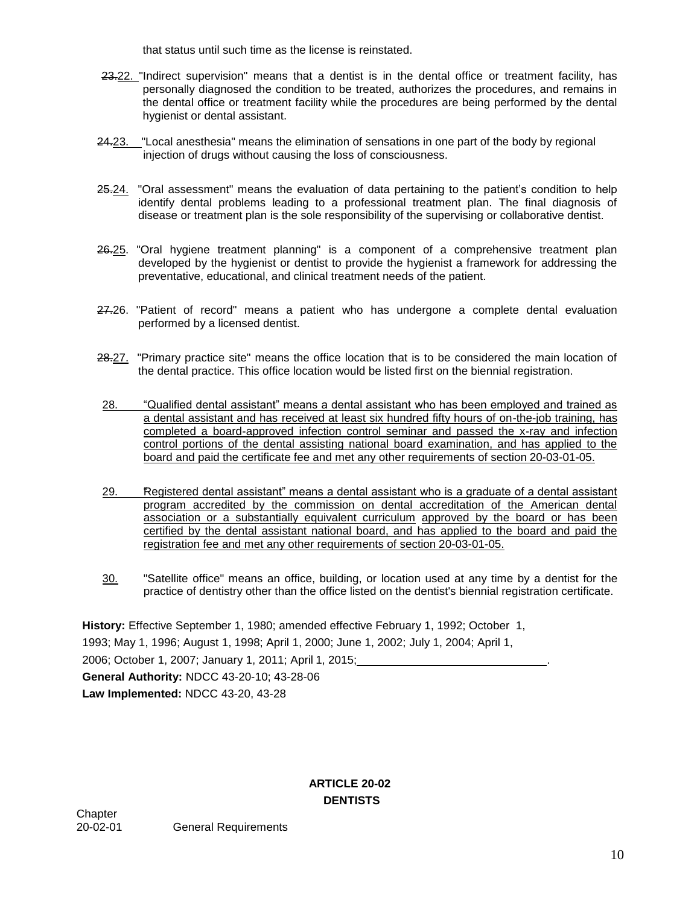that status until such time as the license is reinstated.

~~23.~~22. "Indirect supervision" means that a dentist is in the dental office or treatment facility, has personally diagnosed the condition to be treated, authorizes the procedures, and remains in the dental office or treatment facility while the procedures are being performed by the dental hygienist or dental assistant.

~~24.~~23. "Local anesthesia" means the elimination of sensations in one part of the body by regional injection of drugs without causing the loss of consciousness.

~~25.~~24. "Oral assessment" means the evaluation of data pertaining to the patient's condition to help identify dental problems leading to a professional treatment plan. The final diagnosis of disease or treatment plan is the sole responsibility of the supervising or collaborative dentist.

~~26.~~25. "Oral hygiene treatment planning" is a component of a comprehensive treatment plan developed by the hygienist or dentist to provide the hygienist a framework for addressing the preventative, educational, and clinical treatment needs of the patient.

~~27.~~26. "Patient of record" means a patient who has undergone a complete dental evaluation performed by a licensed dentist.

~~28.~~27. "Primary practice site" means the office location that is to be considered the main location of the dental practice. This office location would be listed first on the biennial registration.

28. "Qualified dental assistant" means a dental assistant who has been employed and trained as a dental assistant and has received at least six hundred fifty hours of on-the-job training, has completed a board-approved infection control seminar and passed the x-ray and infection control portions of the dental assisting national board examination, and has applied to the board and paid the certificate fee and met any other requirements of section 20-03-01-05.

29. "Registered dental assistant" means a dental assistant who is a graduate of a dental assistant program accredited by the commission on dental accreditation of the American dental association or a substantially equivalent curriculum approved by the board or has been certified by the dental assistant national board, and has applied to the board and paid the registration fee and met any other requirements of section 20-03-01-05.

30. "Satellite office" means an office, building, or location used at any time by a dentist for the practice of dentistry other than the office listed on the dentist's biennial registration certificate.

**History:** Effective September 1, 1980; amended effective February 1, 1992; October 1, 1993; May 1, 1996; August 1, 1998; April 1, 2000; June 1, 2002; July 1, 2004; April 1, 2006; October 1, 2007; January 1, 2011; April 1, 2015; ______________________________.

**General Authority:** NDCC 43-20-10; 43-28-06

**Law Implemented:** NDCC 43-20, 43-28

## ARTICLE 20-02
## DENTISTS

| Chapter | |
|---|---|
| 20-02-01 | General Requirements |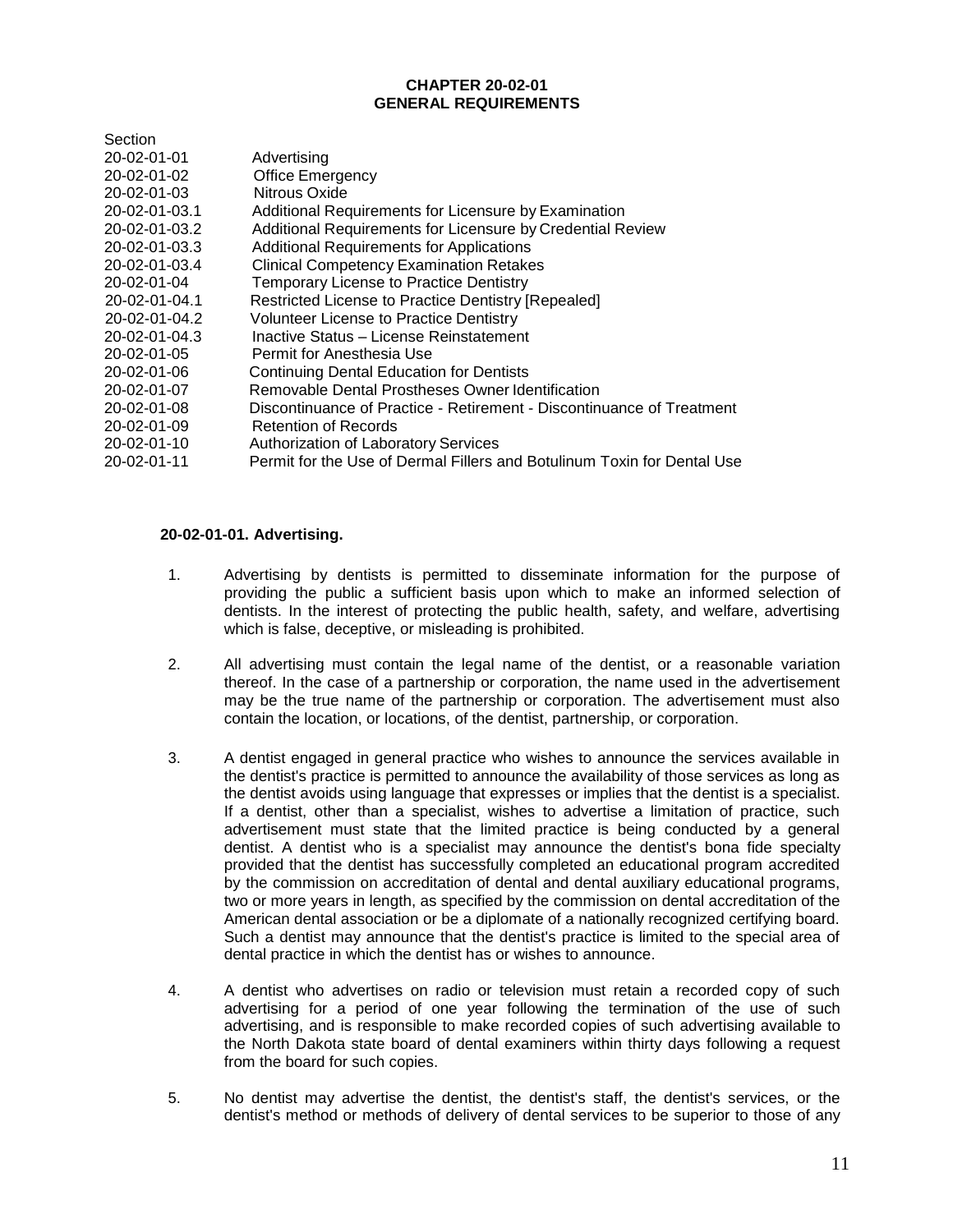# CHAPTER 20-02-01
# GENERAL REQUIREMENTS

| Section | |
|---|---|
| 20-02-01-01 | Advertising |
| 20-02-01-02 | Office Emergency |
| 20-02-01-03 | Nitrous Oxide |
| 20-02-01-03.1 | Additional Requirements for Licensure by Examination |
| 20-02-01-03.2 | Additional Requirements for Licensure by Credential Review |
| 20-02-01-03.3 | Additional Requirements for Applications |
| 20-02-01-03.4 | Clinical Competency Examination Retakes |
| 20-02-01-04 | Temporary License to Practice Dentistry |
| 20-02-01-04.1 | Restricted License to Practice Dentistry [Repealed] |
| 20-02-01-04.2 | Volunteer License to Practice Dentistry |
| 20-02-01-04.3 | Inactive Status – License Reinstatement |
| 20-02-01-05 | Permit for Anesthesia Use |
| 20-02-01-06 | Continuing Dental Education for Dentists |
| 20-02-01-07 | Removable Dental Prostheses Owner Identification |
| 20-02-01-08 | Discontinuance of Practice - Retirement - Discontinuance of Treatment |
| 20-02-01-09 | Retention of Records |
| 20-02-01-10 | Authorization of Laboratory Services |
| 20-02-01-11 | Permit for the Use of Dermal Fillers and Botulinum Toxin for Dental Use |

**20-02-01-01. Advertising.**

1. Advertising by dentists is permitted to disseminate information for the purpose of providing the public a sufficient basis upon which to make an informed selection of dentists. In the interest of protecting the public health, safety, and welfare, advertising which is false, deceptive, or misleading is prohibited.

2. All advertising must contain the legal name of the dentist, or a reasonable variation thereof. In the case of a partnership or corporation, the name used in the advertisement may be the true name of the partnership or corporation. The advertisement must also contain the location, or locations, of the dentist, partnership, or corporation.

3. A dentist engaged in general practice who wishes to announce the services available in the dentist's practice is permitted to announce the availability of those services as long as the dentist avoids using language that expresses or implies that the dentist is a specialist. If a dentist, other than a specialist, wishes to advertise a limitation of practice, such advertisement must state that the limited practice is being conducted by a general dentist. A dentist who is a specialist may announce the dentist's bona fide specialty provided that the dentist has successfully completed an educational program accredited by the commission on accreditation of dental and dental auxiliary educational programs, two or more years in length, as specified by the commission on dental accreditation of the American dental association or be a diplomate of a nationally recognized certifying board. Such a dentist may announce that the dentist's practice is limited to the special area of dental practice in which the dentist has or wishes to announce.

4. A dentist who advertises on radio or television must retain a recorded copy of such advertising for a period of one year following the termination of the use of such advertising, and is responsible to make recorded copies of such advertising available to the North Dakota state board of dental examiners within thirty days following a request from the board for such copies.

5. No dentist may advertise the dentist, the dentist's staff, the dentist's services, or the dentist's method or methods of delivery of dental services to be superior to those of any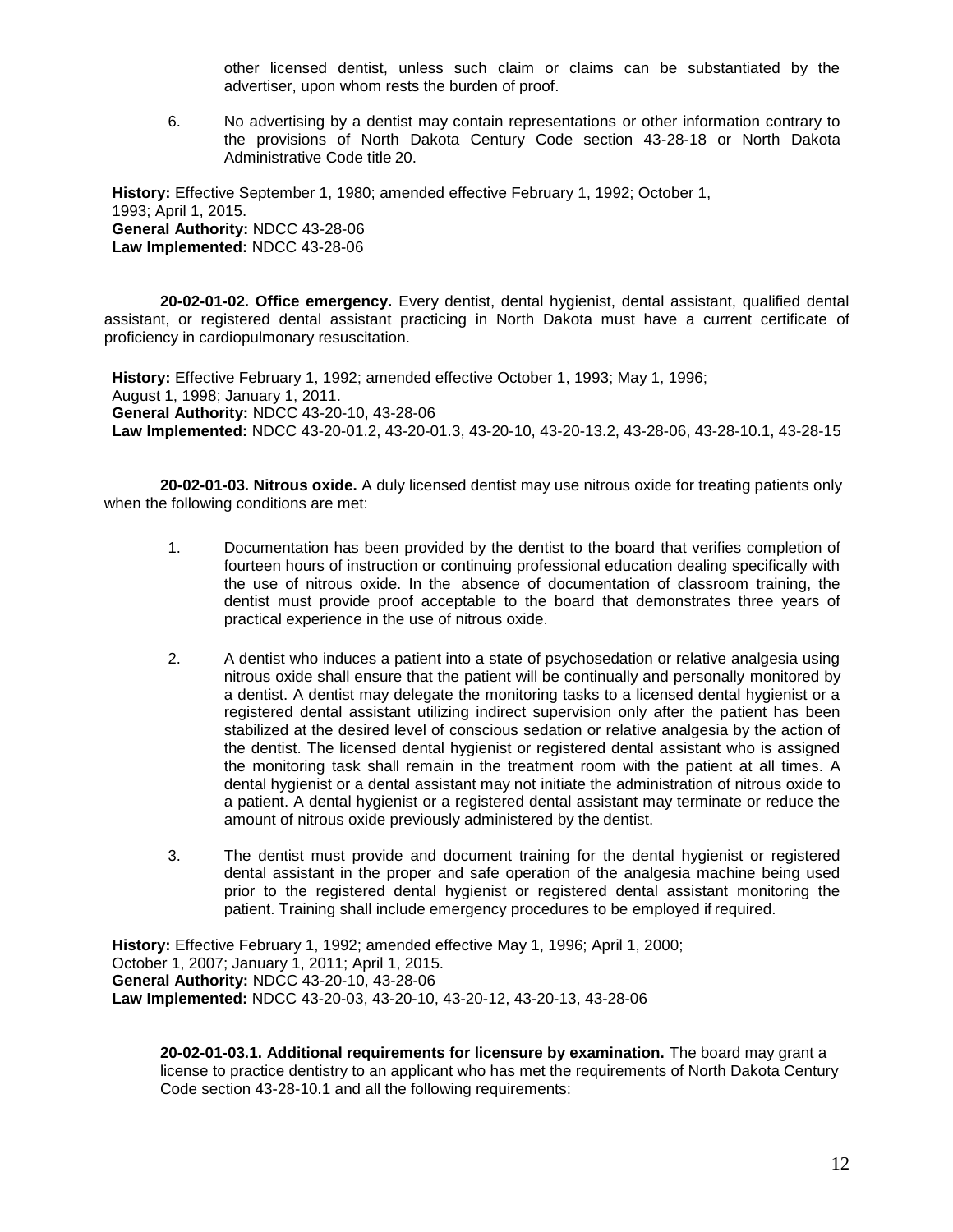other licensed dentist, unless such claim or claims can be substantiated by the advertiser, upon whom rests the burden of proof.

6. No advertising by a dentist may contain representations or other information contrary to the provisions of North Dakota Century Code section 43-28-18 or North Dakota Administrative Code title 20.

**History:** Effective September 1, 1980; amended effective February 1, 1992; October 1, 1993; April 1, 2015.
**General Authority:** NDCC 43-28-06
**Law Implemented:** NDCC 43-28-06

**20-02-01-02. Office emergency.** Every dentist, dental hygienist, dental assistant, qualified dental assistant, or registered dental assistant practicing in North Dakota must have a current certificate of proficiency in cardiopulmonary resuscitation.

**History:** Effective February 1, 1992; amended effective October 1, 1993; May 1, 1996; August 1, 1998; January 1, 2011.
**General Authority:** NDCC 43-20-10, 43-28-06
**Law Implemented:** NDCC 43-20-01.2, 43-20-01.3, 43-20-10, 43-20-13.2, 43-28-06, 43-28-10.1, 43-28-15

**20-02-01-03. Nitrous oxide.** A duly licensed dentist may use nitrous oxide for treating patients only when the following conditions are met:

1. Documentation has been provided by the dentist to the board that verifies completion of fourteen hours of instruction or continuing professional education dealing specifically with the use of nitrous oxide. In the absence of documentation of classroom training, the dentist must provide proof acceptable to the board that demonstrates three years of practical experience in the use of nitrous oxide.

2. A dentist who induces a patient into a state of psychosedation or relative analgesia using nitrous oxide shall ensure that the patient will be continually and personally monitored by a dentist. A dentist may delegate the monitoring tasks to a licensed dental hygienist or a registered dental assistant utilizing indirect supervision only after the patient has been stabilized at the desired level of conscious sedation or relative analgesia by the action of the dentist. The licensed dental hygienist or registered dental assistant who is assigned the monitoring task shall remain in the treatment room with the patient at all times. A dental hygienist or a dental assistant may not initiate the administration of nitrous oxide to a patient. A dental hygienist or a registered dental assistant may terminate or reduce the amount of nitrous oxide previously administered by the dentist.

3. The dentist must provide and document training for the dental hygienist or registered dental assistant in the proper and safe operation of the analgesia machine being used prior to the registered dental hygienist or registered dental assistant monitoring the patient. Training shall include emergency procedures to be employed if required.

**History:** Effective February 1, 1992; amended effective May 1, 1996; April 1, 2000; October 1, 2007; January 1, 2011; April 1, 2015.
**General Authority:** NDCC 43-20-10, 43-28-06
**Law Implemented:** NDCC 43-20-03, 43-20-10, 43-20-12, 43-20-13, 43-28-06

**20-02-01-03.1. Additional requirements for licensure by examination.** The board may grant a license to practice dentistry to an applicant who has met the requirements of North Dakota Century Code section 43-28-10.1 and all the following requirements: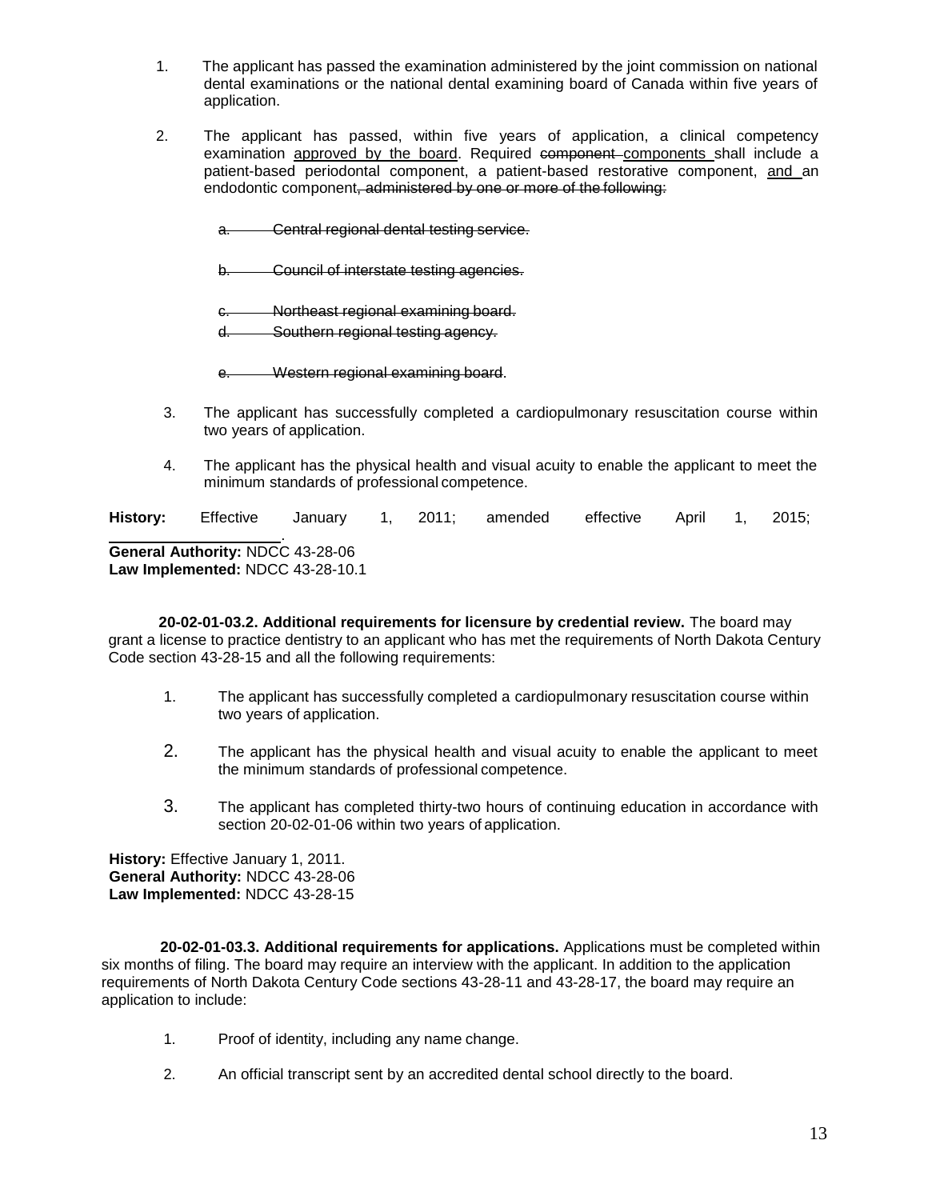1. The applicant has passed the examination administered by the joint commission on national dental examinations or the national dental examining board of Canada within five years of application.

2. The applicant has passed, within five years of application, a clinical competency examination <u>approved by the board</u>. Required ~~component~~ <u>components</u> shall include a patient-based periodontal component, a patient-based restorative component, <u>and</u> an endodontic component~~, administered by one or more of the following:~~

   ~~a. Central regional dental testing service.~~

   ~~b. Council of interstate testing agencies.~~

   ~~c. Northeast regional examining board.~~

   ~~d. Southern regional testing agency.~~

   ~~e. Western regional examining board~~.

3. The applicant has successfully completed a cardiopulmonary resuscitation course within two years of application.

4. The applicant has the physical health and visual acuity to enable the applicant to meet the minimum standards of professional competence.

**History:** Effective January 1, 2011; amended effective April 1, 2015; ____________________.
**General Authority:** NDCC 43-28-06
**Law Implemented:** NDCC 43-28-10.1

**20-02-01-03.2. Additional requirements for licensure by credential review.** The board may grant a license to practice dentistry to an applicant who has met the requirements of North Dakota Century Code section 43-28-15 and all the following requirements:

1. The applicant has successfully completed a cardiopulmonary resuscitation course within two years of application.

2. The applicant has the physical health and visual acuity to enable the applicant to meet the minimum standards of professional competence.

3. The applicant has completed thirty-two hours of continuing education in accordance with section 20-02-01-06 within two years of application.

**History:** Effective January 1, 2011.
**General Authority:** NDCC 43-28-06
**Law Implemented:** NDCC 43-28-15

**20-02-01-03.3. Additional requirements for applications.** Applications must be completed within six months of filing. The board may require an interview with the applicant. In addition to the application requirements of North Dakota Century Code sections 43-28-11 and 43-28-17, the board may require an application to include:

1. Proof of identity, including any name change.

2. An official transcript sent by an accredited dental school directly to the board.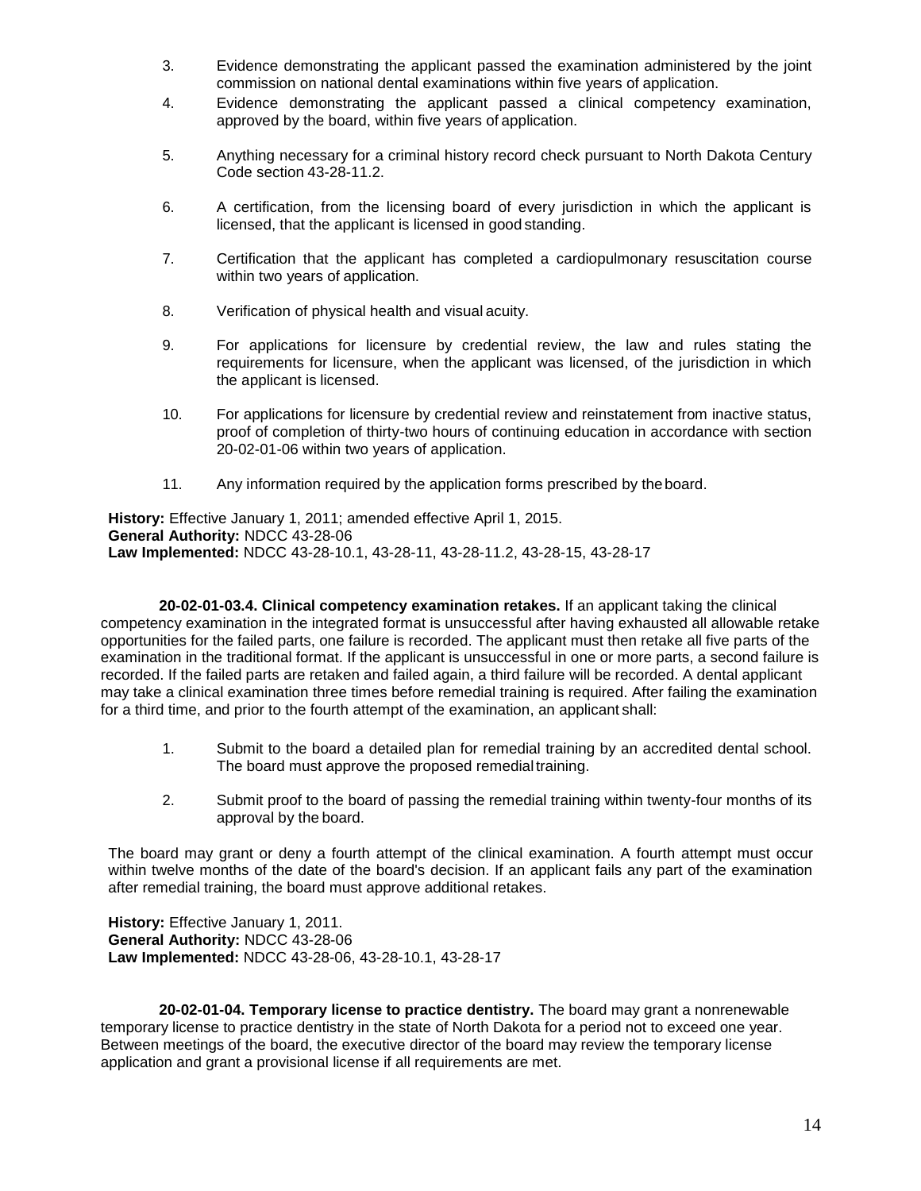3. Evidence demonstrating the applicant passed the examination administered by the joint commission on national dental examinations within five years of application.
4. Evidence demonstrating the applicant passed a clinical competency examination, approved by the board, within five years of application.
5. Anything necessary for a criminal history record check pursuant to North Dakota Century Code section 43-28-11.2.
6. A certification, from the licensing board of every jurisdiction in which the applicant is licensed, that the applicant is licensed in good standing.
7. Certification that the applicant has completed a cardiopulmonary resuscitation course within two years of application.
8. Verification of physical health and visual acuity.
9. For applications for licensure by credential review, the law and rules stating the requirements for licensure, when the applicant was licensed, of the jurisdiction in which the applicant is licensed.
10. For applications for licensure by credential review and reinstatement from inactive status, proof of completion of thirty-two hours of continuing education in accordance with section 20-02-01-06 within two years of application.
11. Any information required by the application forms prescribed by the board.

**History:** Effective January 1, 2011; amended effective April 1, 2015.
**General Authority:** NDCC 43-28-06
**Law Implemented:** NDCC 43-28-10.1, 43-28-11, 43-28-11.2, 43-28-15, 43-28-17

**20-02-01-03.4. Clinical competency examination retakes.** If an applicant taking the clinical competency examination in the integrated format is unsuccessful after having exhausted all allowable retake opportunities for the failed parts, one failure is recorded. The applicant must then retake all five parts of the examination in the traditional format. If the applicant is unsuccessful in one or more parts, a second failure is recorded. If the failed parts are retaken and failed again, a third failure will be recorded. A dental applicant may take a clinical examination three times before remedial training is required. After failing the examination for a third time, and prior to the fourth attempt of the examination, an applicant shall:

1. Submit to the board a detailed plan for remedial training by an accredited dental school. The board must approve the proposed remedial training.
2. Submit proof to the board of passing the remedial training within twenty-four months of its approval by the board.

The board may grant or deny a fourth attempt of the clinical examination. A fourth attempt must occur within twelve months of the date of the board's decision. If an applicant fails any part of the examination after remedial training, the board must approve additional retakes.

**History:** Effective January 1, 2011.
**General Authority:** NDCC 43-28-06
**Law Implemented:** NDCC 43-28-06, 43-28-10.1, 43-28-17

**20-02-01-04. Temporary license to practice dentistry.** The board may grant a nonrenewable temporary license to practice dentistry in the state of North Dakota for a period not to exceed one year. Between meetings of the board, the executive director of the board may review the temporary license application and grant a provisional license if all requirements are met.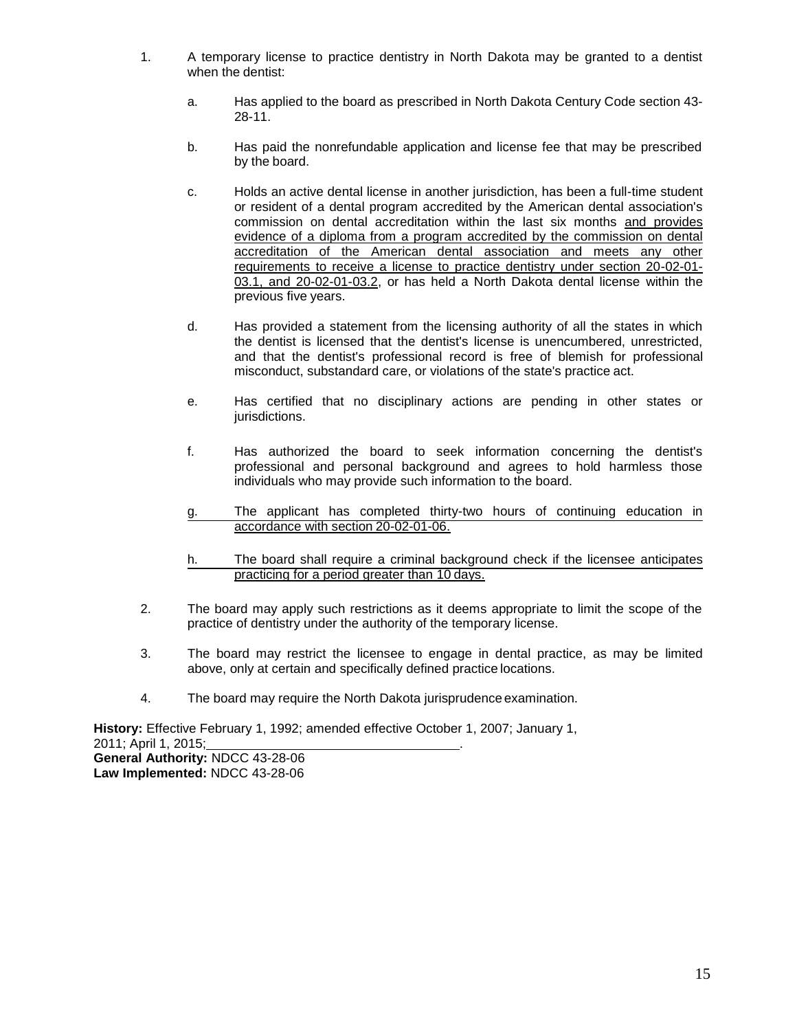1. A temporary license to practice dentistry in North Dakota may be granted to a dentist when the dentist:

   a. Has applied to the board as prescribed in North Dakota Century Code section 43-28-11.

   b. Has paid the nonrefundable application and license fee that may be prescribed by the board.

   c. Holds an active dental license in another jurisdiction, has been a full-time student or resident of a dental program accredited by the American dental association's commission on dental accreditation within the last six months and provides evidence of a diploma from a program accredited by the commission on dental accreditation of the American dental association and meets any other requirements to receive a license to practice dentistry under section 20-02-01-03.1, and 20-02-01-03.2, or has held a North Dakota dental license within the previous five years.

   d. Has provided a statement from the licensing authority of all the states in which the dentist is licensed that the dentist's license is unencumbered, unrestricted, and that the dentist's professional record is free of blemish for professional misconduct, substandard care, or violations of the state's practice act.

   e. Has certified that no disciplinary actions are pending in other states or jurisdictions.

   f. Has authorized the board to seek information concerning the dentist's professional and personal background and agrees to hold harmless those individuals who may provide such information to the board.

   g. The applicant has completed thirty-two hours of continuing education in accordance with section 20-02-01-06.

   h. The board shall require a criminal background check if the licensee anticipates practicing for a period greater than 10 days.

2. The board may apply such restrictions as it deems appropriate to limit the scope of the practice of dentistry under the authority of the temporary license.

3. The board may restrict the licensee to engage in dental practice, as may be limited above, only at certain and specifically defined practice locations.

4. The board may require the North Dakota jurisprudence examination.

**History:** Effective February 1, 1992; amended effective October 1, 2007; January 1, 2011; April 1, 2015; \_\_\_\_\_\_\_\_\_\_\_\_\_\_\_\_\_\_\_\_\_\_\_\_\_\_\_\_\_\_\_\_\_\_.
**General Authority:** NDCC 43-28-06
**Law Implemented:** NDCC 43-28-06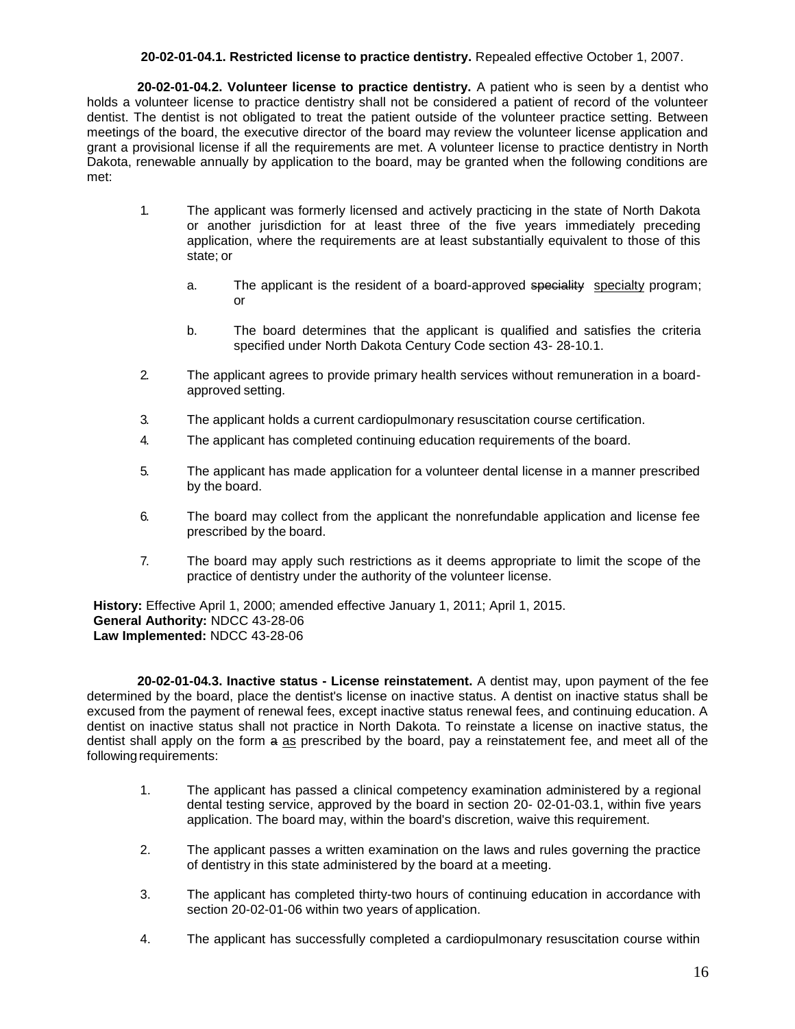**20-02-01-04.1. Restricted license to practice dentistry.** Repealed effective October 1, 2007.

**20-02-01-04.2. Volunteer license to practice dentistry.** A patient who is seen by a dentist who holds a volunteer license to practice dentistry shall not be considered a patient of record of the volunteer dentist. The dentist is not obligated to treat the patient outside of the volunteer practice setting. Between meetings of the board, the executive director of the board may review the volunteer license application and grant a provisional license if all the requirements are met. A volunteer license to practice dentistry in North Dakota, renewable annually by application to the board, may be granted when the following conditions are met:

1. The applicant was formerly licensed and actively practicing in the state of North Dakota or another jurisdiction for at least three of the five years immediately preceding application, where the requirements are at least substantially equivalent to those of this state; or

   a. The applicant is the resident of a board-approved ~~speciality~~ specialty program; or

   b. The board determines that the applicant is qualified and satisfies the criteria specified under North Dakota Century Code section 43- 28-10.1.

2. The applicant agrees to provide primary health services without remuneration in a board-approved setting.

3. The applicant holds a current cardiopulmonary resuscitation course certification.

4. The applicant has completed continuing education requirements of the board.

5. The applicant has made application for a volunteer dental license in a manner prescribed by the board.

6. The board may collect from the applicant the nonrefundable application and license fee prescribed by the board.

7. The board may apply such restrictions as it deems appropriate to limit the scope of the practice of dentistry under the authority of the volunteer license.

**History:** Effective April 1, 2000; amended effective January 1, 2011; April 1, 2015.
**General Authority:** NDCC 43-28-06
**Law Implemented:** NDCC 43-28-06

**20-02-01-04.3. Inactive status - License reinstatement.** A dentist may, upon payment of the fee determined by the board, place the dentist's license on inactive status. A dentist on inactive status shall be excused from the payment of renewal fees, except inactive status renewal fees, and continuing education. A dentist on inactive status shall not practice in North Dakota. To reinstate a license on inactive status, the dentist shall apply on the form ~~a~~ as prescribed by the board, pay a reinstatement fee, and meet all of the following requirements:

1. The applicant has passed a clinical competency examination administered by a regional dental testing service, approved by the board in section 20- 02-01-03.1, within five years application. The board may, within the board's discretion, waive this requirement.

2. The applicant passes a written examination on the laws and rules governing the practice of dentistry in this state administered by the board at a meeting.

3. The applicant has completed thirty-two hours of continuing education in accordance with section 20-02-01-06 within two years of application.

4. The applicant has successfully completed a cardiopulmonary resuscitation course within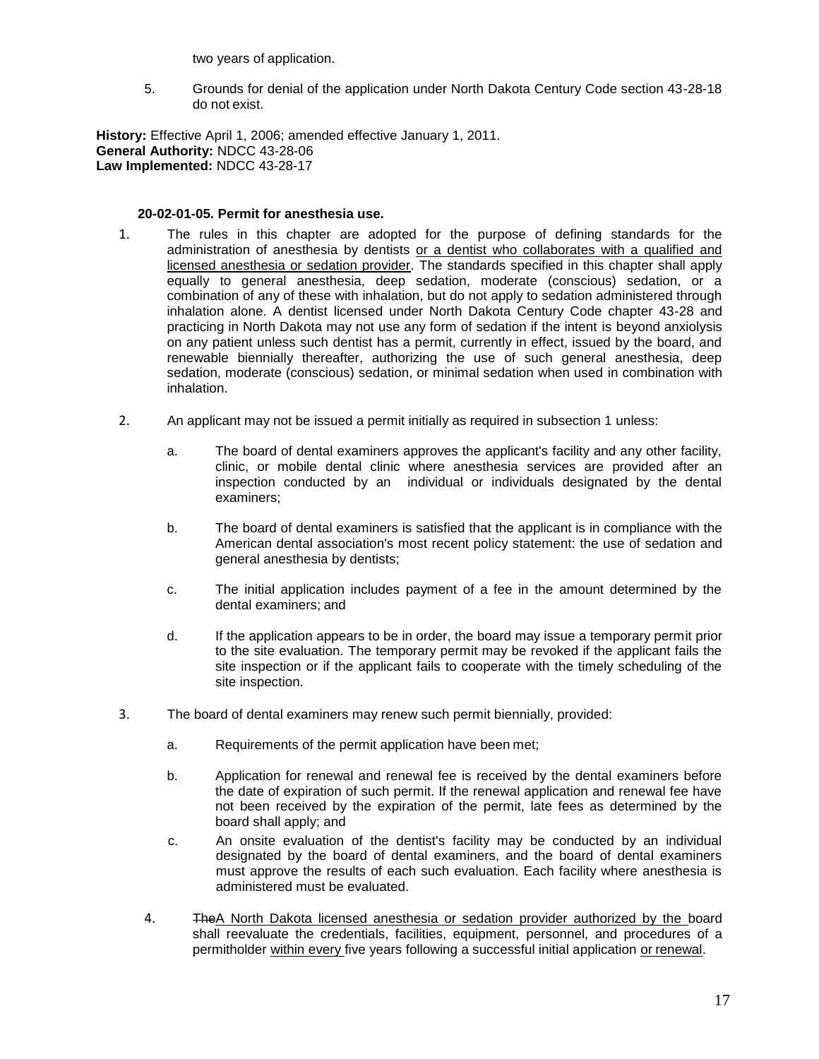two years of application.

5. Grounds for denial of the application under North Dakota Century Code section 43-28-18 do not exist.

**History:** Effective April 1, 2006; amended effective January 1, 2011.
**General Authority:** NDCC 43-28-06
**Law Implemented:** NDCC 43-28-17

**20-02-01-05. Permit for anesthesia use.**

1. The rules in this chapter are adopted for the purpose of defining standards for the administration of anesthesia by dentists or a dentist who collaborates with a qualified and licensed anesthesia or sedation provider. The standards specified in this chapter shall apply equally to general anesthesia, deep sedation, moderate (conscious) sedation, or a combination of any of these with inhalation, but do not apply to sedation administered through inhalation alone. A dentist licensed under North Dakota Century Code chapter 43-28 and practicing in North Dakota may not use any form of sedation if the intent is beyond anxiolysis on any patient unless such dentist has a permit, currently in effect, issued by the board, and renewable biennially thereafter, authorizing the use of such general anesthesia, deep sedation, moderate (conscious) sedation, or minimal sedation when used in combination with inhalation.

2. An applicant may not be issued a permit initially as required in subsection 1 unless:

   a. The board of dental examiners approves the applicant's facility and any other facility, clinic, or mobile dental clinic where anesthesia services are provided after an inspection conducted by an individual or individuals designated by the dental examiners;

   b. The board of dental examiners is satisfied that the applicant is in compliance with the American dental association's most recent policy statement: the use of sedation and general anesthesia by dentists;

   c. The initial application includes payment of a fee in the amount determined by the dental examiners; and

   d. If the application appears to be in order, the board may issue a temporary permit prior to the site evaluation. The temporary permit may be revoked if the applicant fails the site inspection or if the applicant fails to cooperate with the timely scheduling of the site inspection.

3. The board of dental examiners may renew such permit biennially, provided:

   a. Requirements of the permit application have been met;

   b. Application for renewal and renewal fee is received by the dental examiners before the date of expiration of such permit. If the renewal application and renewal fee have not been received by the expiration of the permit, late fees as determined by the board shall apply; and

   c. An onsite evaluation of the dentist's facility may be conducted by an individual designated by the board of dental examiners, and the board of dental examiners must approve the results of each such evaluation. Each facility where anesthesia is administered must be evaluated.

4. ~~The~~A North Dakota licensed anesthesia or sedation provider authorized by the board shall reevaluate the credentials, facilities, equipment, personnel, and procedures of a permitholder within every five years following a successful initial application or renewal.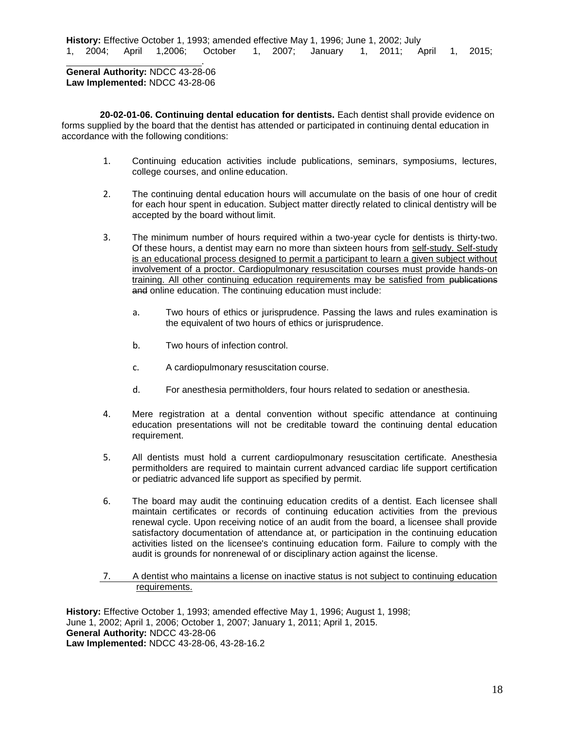**History:** Effective October 1, 1993; amended effective May 1, 1996; June 1, 2002; July 1, 2004; April 1,2006; October 1, 2007; January 1, 2011; April 1, 2015; ________________________.
**General Authority:** NDCC 43-28-06
**Law Implemented:** NDCC 43-28-06

**20-02-01-06. Continuing dental education for dentists.** Each dentist shall provide evidence on forms supplied by the board that the dentist has attended or participated in continuing dental education in accordance with the following conditions:

1. Continuing education activities include publications, seminars, symposiums, lectures, college courses, and online education.

2. The continuing dental education hours will accumulate on the basis of one hour of credit for each hour spent in education. Subject matter directly related to clinical dentistry will be accepted by the board without limit.

3. The minimum number of hours required within a two-year cycle for dentists is thirty-two. Of these hours, a dentist may earn no more than sixteen hours from <u>self-study. Self-study is an educational process designed to permit a participant to learn a given subject without involvement of a proctor. Cardiopulmonary resuscitation courses must provide hands-on training. All other continuing education requirements may be satisfied from</u> ~~publications and~~ online education. The continuing education must include:

   a. Two hours of ethics or jurisprudence. Passing the laws and rules examination is the equivalent of two hours of ethics or jurisprudence.

   b. Two hours of infection control.

   c. A cardiopulmonary resuscitation course.

   d. For anesthesia permitholders, four hours related to sedation or anesthesia.

4. Mere registration at a dental convention without specific attendance at continuing education presentations will not be creditable toward the continuing dental education requirement.

5. All dentists must hold a current cardiopulmonary resuscitation certificate. Anesthesia permitholders are required to maintain current advanced cardiac life support certification or pediatric advanced life support as specified by permit.

6. The board may audit the continuing education credits of a dentist. Each licensee shall maintain certificates or records of continuing education activities from the previous renewal cycle. Upon receiving notice of an audit from the board, a licensee shall provide satisfactory documentation of attendance at, or participation in the continuing education activities listed on the licensee's continuing education form. Failure to comply with the audit is grounds for nonrenewal of or disciplinary action against the license.

7. <u>A dentist who maintains a license on inactive status is not subject to continuing education requirements.</u>

**History:** Effective October 1, 1993; amended effective May 1, 1996; August 1, 1998; June 1, 2002; April 1, 2006; October 1, 2007; January 1, 2011; April 1, 2015.
**General Authority:** NDCC 43-28-06
**Law Implemented:** NDCC 43-28-06, 43-28-16.2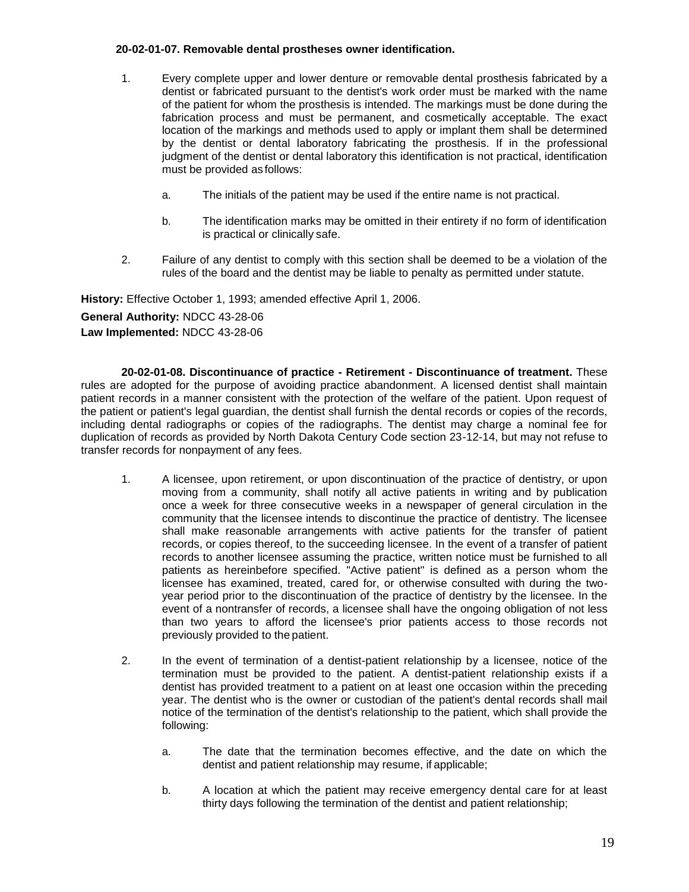**20-02-01-07. Removable dental prostheses owner identification.**

1. Every complete upper and lower denture or removable dental prosthesis fabricated by a dentist or fabricated pursuant to the dentist's work order must be marked with the name of the patient for whom the prosthesis is intended. The markings must be done during the fabrication process and must be permanent, and cosmetically acceptable. The exact location of the markings and methods used to apply or implant them shall be determined by the dentist or dental laboratory fabricating the prosthesis. If in the professional judgment of the dentist or dental laboratory this identification is not practical, identification must be provided as follows:

   a. The initials of the patient may be used if the entire name is not practical.

   b. The identification marks may be omitted in their entirety if no form of identification is practical or clinically safe.

2. Failure of any dentist to comply with this section shall be deemed to be a violation of the rules of the board and the dentist may be liable to penalty as permitted under statute.

**History:** Effective October 1, 1993; amended effective April 1, 2006.

**General Authority:** NDCC 43-28-06

**Law Implemented:** NDCC 43-28-06

**20-02-01-08. Discontinuance of practice - Retirement - Discontinuance of treatment.** These rules are adopted for the purpose of avoiding practice abandonment. A licensed dentist shall maintain patient records in a manner consistent with the protection of the welfare of the patient. Upon request of the patient or patient's legal guardian, the dentist shall furnish the dental records or copies of the records, including dental radiographs or copies of the radiographs. The dentist may charge a nominal fee for duplication of records as provided by North Dakota Century Code section 23-12-14, but may not refuse to transfer records for nonpayment of any fees.

1. A licensee, upon retirement, or upon discontinuation of the practice of dentistry, or upon moving from a community, shall notify all active patients in writing and by publication once a week for three consecutive weeks in a newspaper of general circulation in the community that the licensee intends to discontinue the practice of dentistry. The licensee shall make reasonable arrangements with active patients for the transfer of patient records, or copies thereof, to the succeeding licensee. In the event of a transfer of patient records to another licensee assuming the practice, written notice must be furnished to all patients as hereinbefore specified. "Active patient" is defined as a person whom the licensee has examined, treated, cared for, or otherwise consulted with during the two-year period prior to the discontinuation of the practice of dentistry by the licensee. In the event of a nontransfer of records, a licensee shall have the ongoing obligation of not less than two years to afford the licensee's prior patients access to those records not previously provided to the patient.

2. In the event of termination of a dentist-patient relationship by a licensee, notice of the termination must be provided to the patient. A dentist-patient relationship exists if a dentist has provided treatment to a patient on at least one occasion within the preceding year. The dentist who is the owner or custodian of the patient's dental records shall mail notice of the termination of the dentist's relationship to the patient, which shall provide the following:

   a. The date that the termination becomes effective, and the date on which the dentist and patient relationship may resume, if applicable;

   b. A location at which the patient may receive emergency dental care for at least thirty days following the termination of the dentist and patient relationship;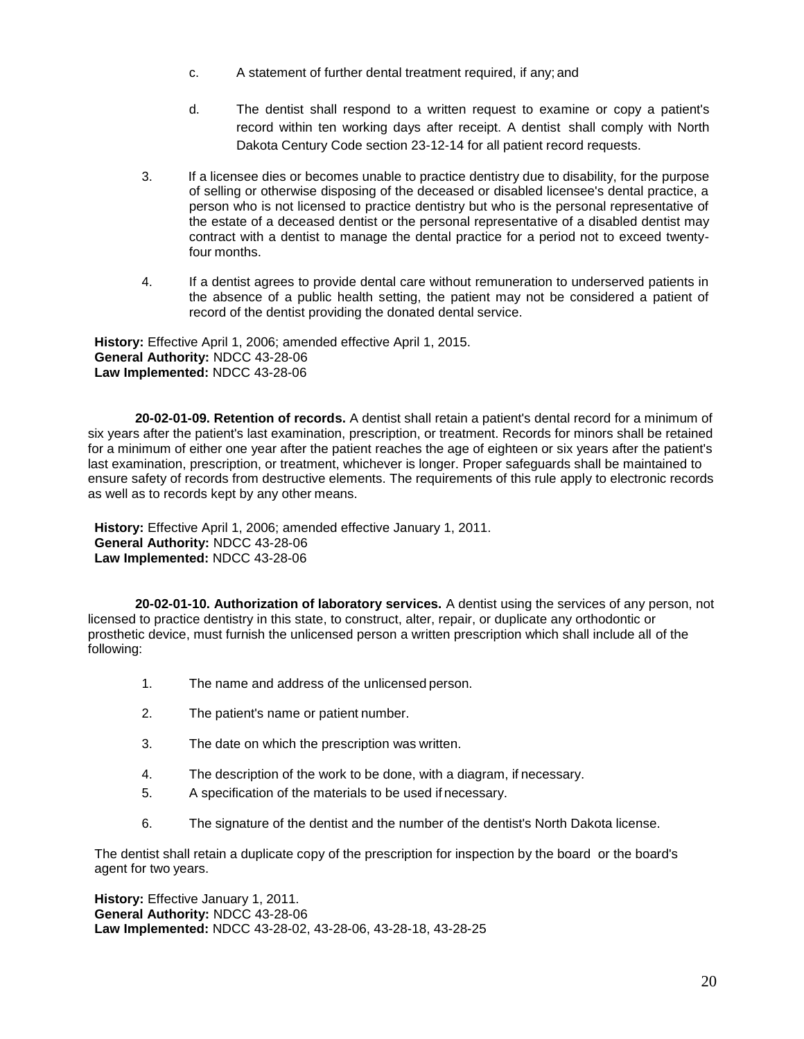c. A statement of further dental treatment required, if any; and

d. The dentist shall respond to a written request to examine or copy a patient's record within ten working days after receipt. A dentist shall comply with North Dakota Century Code section 23-12-14 for all patient record requests.

3. If a licensee dies or becomes unable to practice dentistry due to disability, for the purpose of selling or otherwise disposing of the deceased or disabled licensee's dental practice, a person who is not licensed to practice dentistry but who is the personal representative of the estate of a deceased dentist or the personal representative of a disabled dentist may contract with a dentist to manage the dental practice for a period not to exceed twenty-four months.

4. If a dentist agrees to provide dental care without remuneration to underserved patients in the absence of a public health setting, the patient may not be considered a patient of record of the dentist providing the donated dental service.

**History:** Effective April 1, 2006; amended effective April 1, 2015.
**General Authority:** NDCC 43-28-06
**Law Implemented:** NDCC 43-28-06

**20-02-01-09. Retention of records.** A dentist shall retain a patient's dental record for a minimum of six years after the patient's last examination, prescription, or treatment. Records for minors shall be retained for a minimum of either one year after the patient reaches the age of eighteen or six years after the patient's last examination, prescription, or treatment, whichever is longer. Proper safeguards shall be maintained to ensure safety of records from destructive elements. The requirements of this rule apply to electronic records as well as to records kept by any other means.

**History:** Effective April 1, 2006; amended effective January 1, 2011.
**General Authority:** NDCC 43-28-06
**Law Implemented:** NDCC 43-28-06

**20-02-01-10. Authorization of laboratory services.** A dentist using the services of any person, not licensed to practice dentistry in this state, to construct, alter, repair, or duplicate any orthodontic or prosthetic device, must furnish the unlicensed person a written prescription which shall include all of the following:

1. The name and address of the unlicensed person.

2. The patient's name or patient number.

3. The date on which the prescription was written.

4. The description of the work to be done, with a diagram, if necessary.

5. A specification of the materials to be used if necessary.

6. The signature of the dentist and the number of the dentist's North Dakota license.

The dentist shall retain a duplicate copy of the prescription for inspection by the board or the board's agent for two years.

**History:** Effective January 1, 2011.
**General Authority:** NDCC 43-28-06
**Law Implemented:** NDCC 43-28-02, 43-28-06, 43-28-18, 43-28-25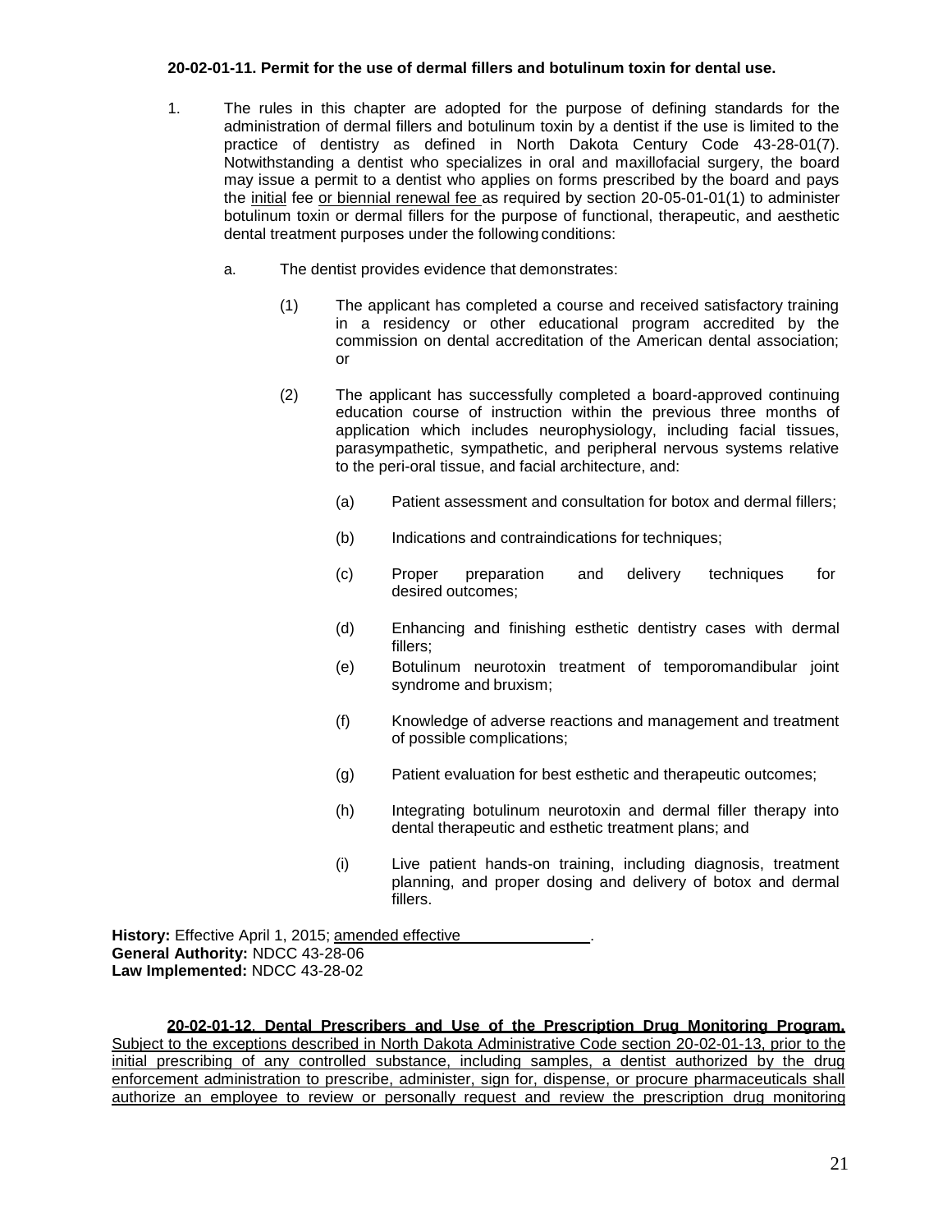**20-02-01-11. Permit for the use of dermal fillers and botulinum toxin for dental use.**

1. The rules in this chapter are adopted for the purpose of defining standards for the administration of dermal fillers and botulinum toxin by a dentist if the use is limited to the practice of dentistry as defined in North Dakota Century Code 43-28-01(7). Notwithstanding a dentist who specializes in oral and maxillofacial surgery, the board may issue a permit to a dentist who applies on forms prescribed by the board and pays the <u>initial</u> fee <u>or biennial renewal fee</u> as required by section 20-05-01-01(1) to administer botulinum toxin or dermal fillers for the purpose of functional, therapeutic, and aesthetic dental treatment purposes under the following conditions:

   a. The dentist provides evidence that demonstrates:

      (1) The applicant has completed a course and received satisfactory training in a residency or other educational program accredited by the commission on dental accreditation of the American dental association; or

      (2) The applicant has successfully completed a board-approved continuing education course of instruction within the previous three months of application which includes neurophysiology, including facial tissues, parasympathetic, sympathetic, and peripheral nervous systems relative to the peri-oral tissue, and facial architecture, and:

         (a) Patient assessment and consultation for botox and dermal fillers;

         (b) Indications and contraindications for techniques;

         (c) Proper preparation and delivery techniques for desired outcomes;

         (d) Enhancing and finishing esthetic dentistry cases with dermal fillers;

         (e) Botulinum neurotoxin treatment of temporomandibular joint syndrome and bruxism;

         (f) Knowledge of adverse reactions and management and treatment of possible complications;

         (g) Patient evaluation for best esthetic and therapeutic outcomes;

         (h) Integrating botulinum neurotoxin and dermal filler therapy into dental therapeutic and esthetic treatment plans; and

         (i) Live patient hands-on training, including diagnosis, treatment planning, and proper dosing and delivery of botox and dermal fillers.

**History:** Effective April 1, 2015; <u>amended effective _______________</u>.
**General Authority:** NDCC 43-28-06
**Law Implemented:** NDCC 43-28-02

<u>**20-02-01-12. Dental Prescribers and Use of the Prescription Drug Monitoring Program.** Subject to the exceptions described in North Dakota Administrative Code section 20-02-01-13, prior to the initial prescribing of any controlled substance, including samples, a dentist authorized by the drug enforcement administration to prescribe, administer, sign for, dispense, or procure pharmaceuticals shall authorize an employee to review or personally request and review the prescription drug monitoring</u>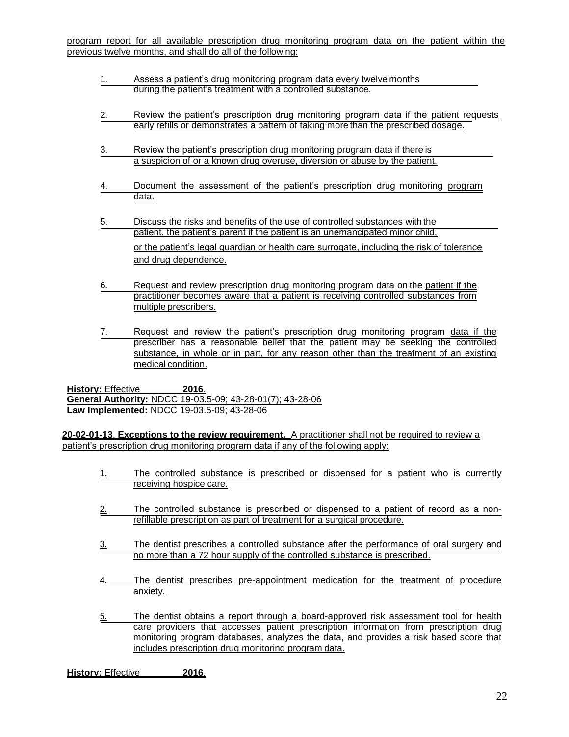program report for all available prescription drug monitoring program data on the patient within the previous twelve months, and shall do all of the following:

1. Assess a patient's drug monitoring program data every twelve months during the patient's treatment with a controlled substance.

2. Review the patient's prescription drug monitoring program data if the patient requests early refills or demonstrates a pattern of taking more than the prescribed dosage.

3. Review the patient's prescription drug monitoring program data if there is a suspicion of or a known drug overuse, diversion or abuse by the patient.

4. Document the assessment of the patient's prescription drug monitoring program data.

5. Discuss the risks and benefits of the use of controlled substances with the patient, the patient's parent if the patient is an unemancipated minor child, or the patient's legal guardian or health care surrogate, including the risk of tolerance and drug dependence.

6. Request and review prescription drug monitoring program data on the patient if the practitioner becomes aware that a patient is receiving controlled substances from multiple prescribers.

7. Request and review the patient's prescription drug monitoring program data if the prescriber has a reasonable belief that the patient may be seeking the controlled substance, in whole or in part, for any reason other than the treatment of an existing medical condition.

**History:** Effective ________ **2016**.
**General Authority:** NDCC 19-03.5-09; 43-28-01(7); 43-28-06
**Law Implemented:** NDCC 19-03.5-09; 43-28-06

**20-02-01-13. Exceptions to the review requirement.** A practitioner shall not be required to review a patient's prescription drug monitoring program data if any of the following apply:

1. The controlled substance is prescribed or dispensed for a patient who is currently receiving hospice care.

2. The controlled substance is prescribed or dispensed to a patient of record as a non-refillable prescription as part of treatment for a surgical procedure.

3. The dentist prescribes a controlled substance after the performance of oral surgery and no more than a 72 hour supply of the controlled substance is prescribed.

4. The dentist prescribes pre-appointment medication for the treatment of procedure anxiety.

5. The dentist obtains a report through a board-approved risk assessment tool for health care providers that accesses patient prescription information from prescription drug monitoring program databases, analyzes the data, and provides a risk based score that includes prescription drug monitoring program data.

**History:** Effective ________ **2016**.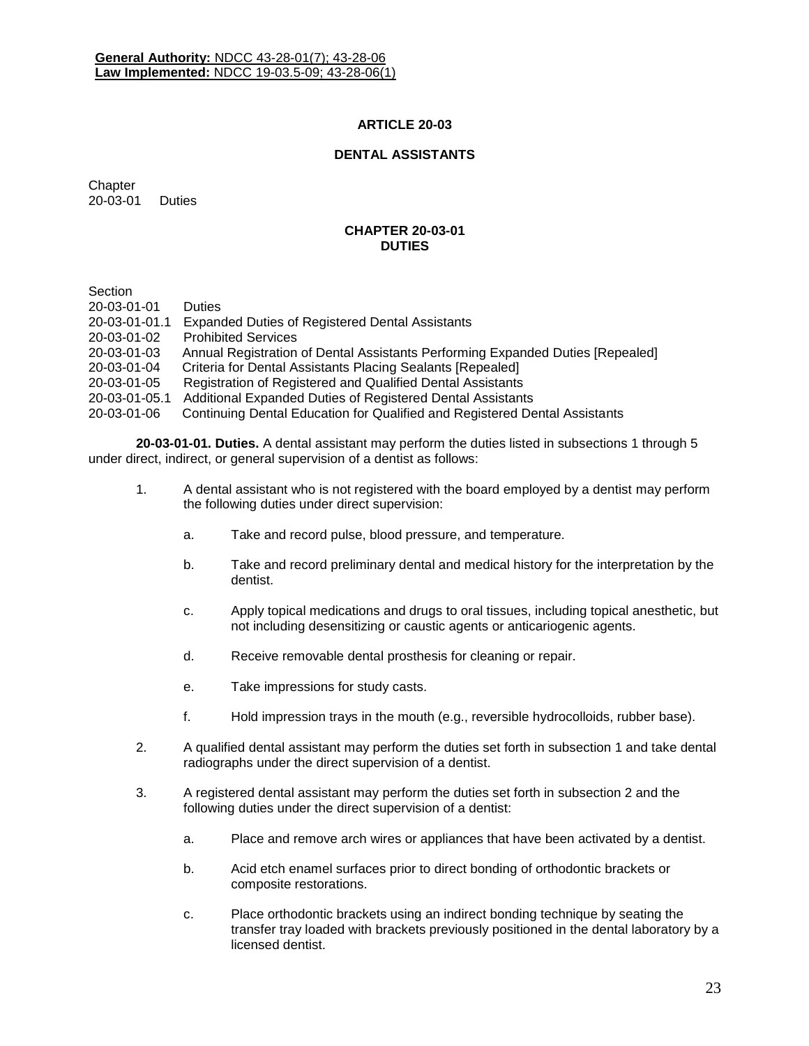**General Authority:** NDCC 43-28-01(7); 43-28-06
**Law Implemented:** NDCC 19-03.5-09; 43-28-06(1)

# ARTICLE 20-03

# DENTAL ASSISTANTS

Chapter
20-03-01 Duties

## CHAPTER 20-03-01
## DUTIES

Section
20-03-01-01 Duties
20-03-01-01.1 Expanded Duties of Registered Dental Assistants
20-03-01-02 Prohibited Services
20-03-01-03 Annual Registration of Dental Assistants Performing Expanded Duties [Repealed]
20-03-01-04 Criteria for Dental Assistants Placing Sealants [Repealed]
20-03-01-05 Registration of Registered and Qualified Dental Assistants
20-03-01-05.1 Additional Expanded Duties of Registered Dental Assistants
20-03-01-06 Continuing Dental Education for Qualified and Registered Dental Assistants

**20-03-01-01. Duties.** A dental assistant may perform the duties listed in subsections 1 through 5 under direct, indirect, or general supervision of a dentist as follows:

1. A dental assistant who is not registered with the board employed by a dentist may perform the following duties under direct supervision:
   a. Take and record pulse, blood pressure, and temperature.
   b. Take and record preliminary dental and medical history for the interpretation by the dentist.
   c. Apply topical medications and drugs to oral tissues, including topical anesthetic, but not including desensitizing or caustic agents or anticariogenic agents.
   d. Receive removable dental prosthesis for cleaning or repair.
   e. Take impressions for study casts.
   f. Hold impression trays in the mouth (e.g., reversible hydrocolloids, rubber base).
2. A qualified dental assistant may perform the duties set forth in subsection 1 and take dental radiographs under the direct supervision of a dentist.
3. A registered dental assistant may perform the duties set forth in subsection 2 and the following duties under the direct supervision of a dentist:
   a. Place and remove arch wires or appliances that have been activated by a dentist.
   b. Acid etch enamel surfaces prior to direct bonding of orthodontic brackets or composite restorations.
   c. Place orthodontic brackets using an indirect bonding technique by seating the transfer tray loaded with brackets previously positioned in the dental laboratory by a licensed dentist.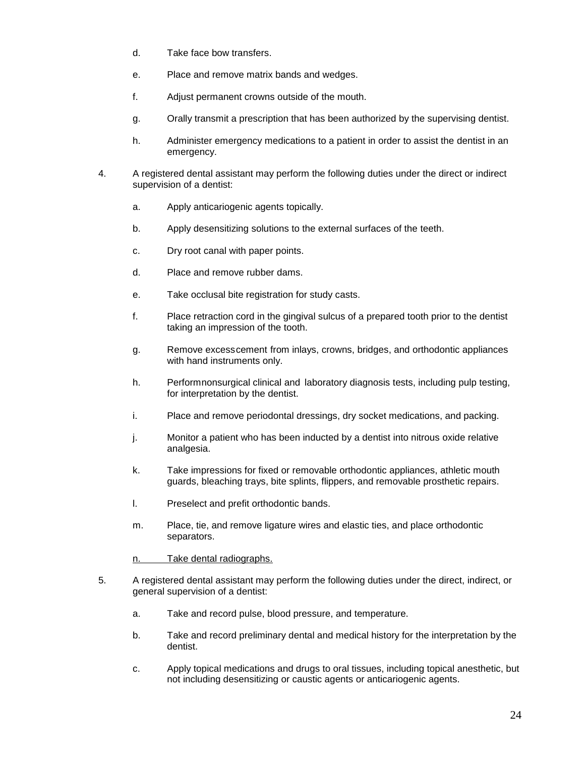d. Take face bow transfers.

e. Place and remove matrix bands and wedges.

f. Adjust permanent crowns outside of the mouth.

g. Orally transmit a prescription that has been authorized by the supervising dentist.

h. Administer emergency medications to a patient in order to assist the dentist in an emergency.

4. A registered dental assistant may perform the following duties under the direct or indirect supervision of a dentist:

   a. Apply anticariogenic agents topically.

   b. Apply desensitizing solutions to the external surfaces of the teeth.

   c. Dry root canal with paper points.

   d. Place and remove rubber dams.

   e. Take occlusal bite registration for study casts.

   f. Place retraction cord in the gingival sulcus of a prepared tooth prior to the dentist taking an impression of the tooth.

   g. Remove excesscement from inlays, crowns, bridges, and orthodontic appliances with hand instruments only.

   h. Performnonsurgical clinical and laboratory diagnosis tests, including pulp testing, for interpretation by the dentist.

   i. Place and remove periodontal dressings, dry socket medications, and packing.

   j. Monitor a patient who has been inducted by a dentist into nitrous oxide relative analgesia.

   k. Take impressions for fixed or removable orthodontic appliances, athletic mouth guards, bleaching trays, bite splints, flippers, and removable prosthetic repairs.

   l. Preselect and prefit orthodontic bands.

   m. Place, tie, and remove ligature wires and elastic ties, and place orthodontic separators.

   <u>n. Take dental radiographs.</u>

5. A registered dental assistant may perform the following duties under the direct, indirect, or general supervision of a dentist:

   a. Take and record pulse, blood pressure, and temperature.

   b. Take and record preliminary dental and medical history for the interpretation by the dentist.

   c. Apply topical medications and drugs to oral tissues, including topical anesthetic, but not including desensitizing or caustic agents or anticariogenic agents.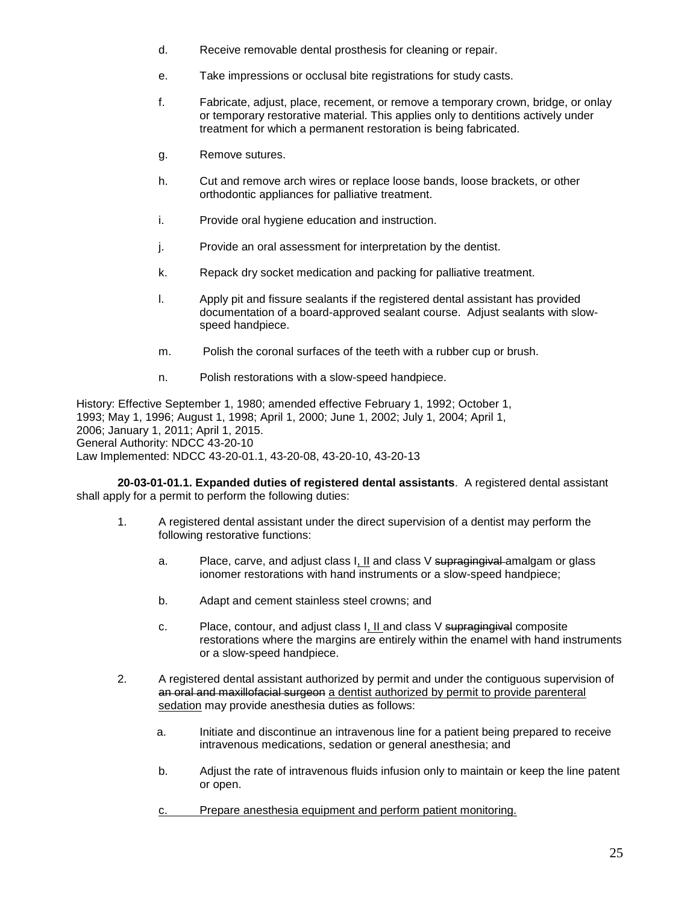d. Receive removable dental prosthesis for cleaning or repair.

e. Take impressions or occlusal bite registrations for study casts.

f. Fabricate, adjust, place, recement, or remove a temporary crown, bridge, or onlay or temporary restorative material. This applies only to dentitions actively under treatment for which a permanent restoration is being fabricated.

g. Remove sutures.

h. Cut and remove arch wires or replace loose bands, loose brackets, or other orthodontic appliances for palliative treatment.

i. Provide oral hygiene education and instruction.

j. Provide an oral assessment for interpretation by the dentist.

k. Repack dry socket medication and packing for palliative treatment.

l. Apply pit and fissure sealants if the registered dental assistant has provided documentation of a board-approved sealant course. Adjust sealants with slow-speed handpiece.

m. Polish the coronal surfaces of the teeth with a rubber cup or brush.

n. Polish restorations with a slow-speed handpiece.

History: Effective September 1, 1980; amended effective February 1, 1992; October 1, 1993; May 1, 1996; August 1, 1998; April 1, 2000; June 1, 2002; July 1, 2004; April 1, 2006; January 1, 2011; April 1, 2015.
General Authority: NDCC 43-20-10
Law Implemented: NDCC 43-20-01.1, 43-20-08, 43-20-10, 43-20-13

**20-03-01-01.1. Expanded duties of registered dental assistants**. A registered dental assistant shall apply for a permit to perform the following duties:

1. A registered dental assistant under the direct supervision of a dentist may perform the following restorative functions:

   a. Place, carve, and adjust class I<u>, II</u> and class V ~~supragingival~~ amalgam or glass ionomer restorations with hand instruments or a slow-speed handpiece;

   b. Adapt and cement stainless steel crowns; and

   c. Place, contour, and adjust class I<u>, II</u> and class V ~~supragingival~~ composite restorations where the margins are entirely within the enamel with hand instruments or a slow-speed handpiece.

2. A registered dental assistant authorized by permit and under the contiguous supervision of ~~an oral and maxillofacial surgeon~~ <u>a dentist authorized by permit to provide parenteral sedation</u> may provide anesthesia duties as follows:

   a. Initiate and discontinue an intravenous line for a patient being prepared to receive intravenous medications, sedation or general anesthesia; and

   b. Adjust the rate of intravenous fluids infusion only to maintain or keep the line patent or open.

   <u>c. Prepare anesthesia equipment and perform patient monitoring.</u>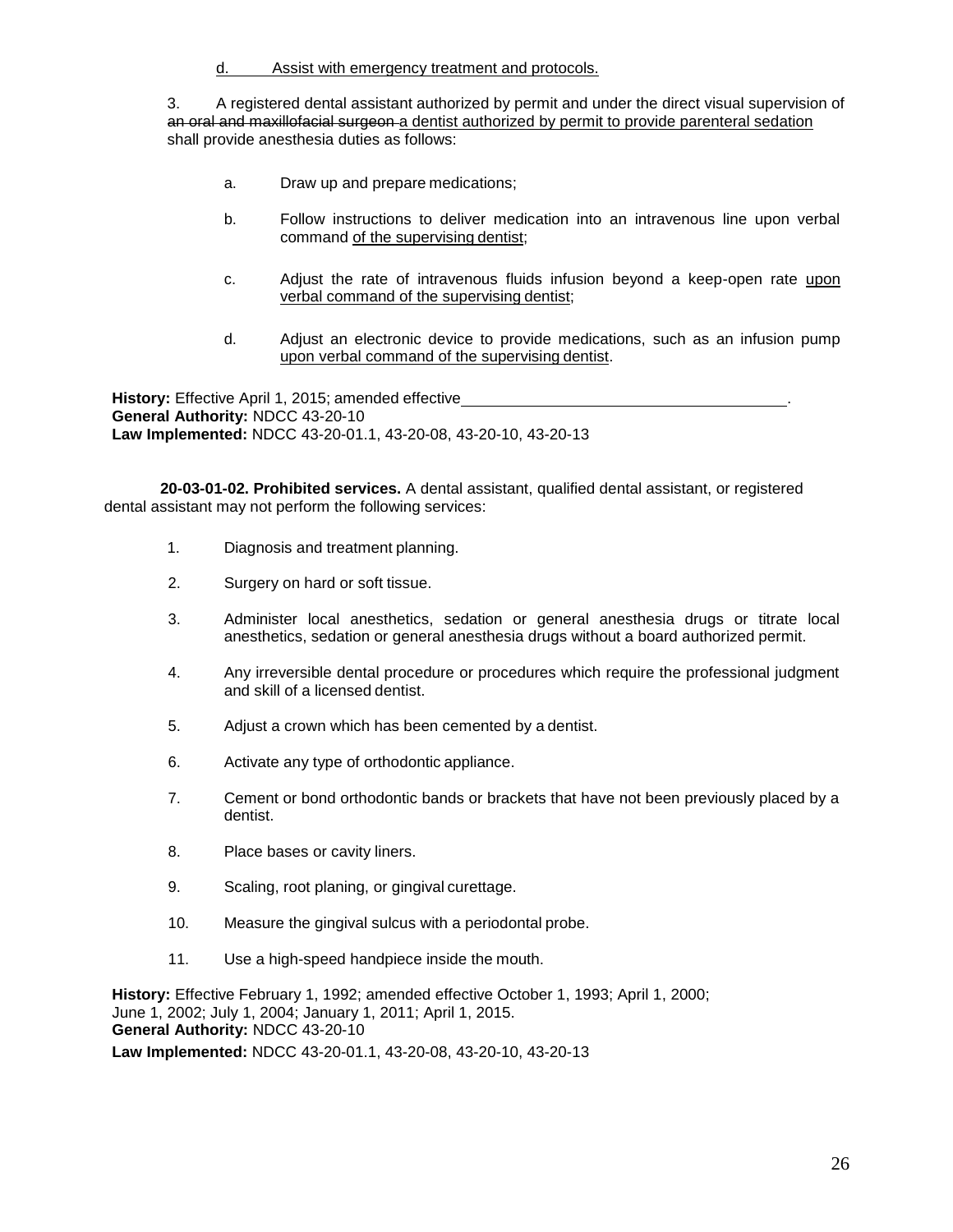d. Assist with emergency treatment and protocols.

3. A registered dental assistant authorized by permit and under the direct visual supervision of ~~an oral and maxillofacial surgeon~~ a dentist authorized by permit to provide parenteral sedation shall provide anesthesia duties as follows:

a. Draw up and prepare medications;

b. Follow instructions to deliver medication into an intravenous line upon verbal command of the supervising dentist;

c. Adjust the rate of intravenous fluids infusion beyond a keep-open rate upon verbal command of the supervising dentist;

d. Adjust an electronic device to provide medications, such as an infusion pump upon verbal command of the supervising dentist.

**History:** Effective April 1, 2015; amended effective \_\_\_\_\_\_\_\_\_\_\_\_\_\_\_\_\_\_\_\_\_\_\_\_\_\_\_\_\_\_\_\_\_\_\_\_\_\_.
**General Authority:** NDCC 43-20-10
**Law Implemented:** NDCC 43-20-01.1, 43-20-08, 43-20-10, 43-20-13

**20-03-01-02. Prohibited services.** A dental assistant, qualified dental assistant, or registered dental assistant may not perform the following services:

1. Diagnosis and treatment planning.

2. Surgery on hard or soft tissue.

3. Administer local anesthetics, sedation or general anesthesia drugs or titrate local anesthetics, sedation or general anesthesia drugs without a board authorized permit.

4. Any irreversible dental procedure or procedures which require the professional judgment and skill of a licensed dentist.

5. Adjust a crown which has been cemented by a dentist.

6. Activate any type of orthodontic appliance.

7. Cement or bond orthodontic bands or brackets that have not been previously placed by a dentist.

8. Place bases or cavity liners.

9. Scaling, root planing, or gingival curettage.

10. Measure the gingival sulcus with a periodontal probe.

11. Use a high-speed handpiece inside the mouth.

**History:** Effective February 1, 1992; amended effective October 1, 1993; April 1, 2000; June 1, 2002; July 1, 2004; January 1, 2011; April 1, 2015.
**General Authority:** NDCC 43-20-10
**Law Implemented:** NDCC 43-20-01.1, 43-20-08, 43-20-10, 43-20-13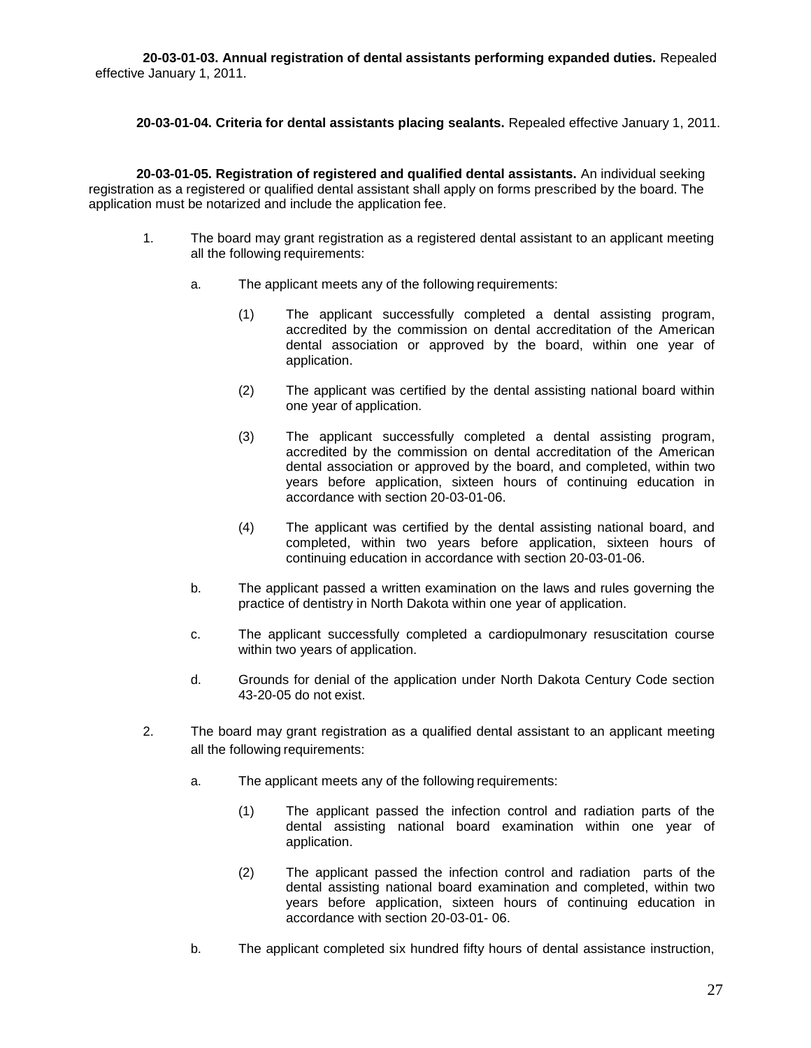**20-03-01-03. Annual registration of dental assistants performing expanded duties.** Repealed effective January 1, 2011.

**20-03-01-04. Criteria for dental assistants placing sealants.** Repealed effective January 1, 2011.

**20-03-01-05. Registration of registered and qualified dental assistants.** An individual seeking registration as a registered or qualified dental assistant shall apply on forms prescribed by the board. The application must be notarized and include the application fee.

1. The board may grant registration as a registered dental assistant to an applicant meeting all the following requirements:

    a. The applicant meets any of the following requirements:

        (1) The applicant successfully completed a dental assisting program, accredited by the commission on dental accreditation of the American dental association or approved by the board, within one year of application.

        (2) The applicant was certified by the dental assisting national board within one year of application.

        (3) The applicant successfully completed a dental assisting program, accredited by the commission on dental accreditation of the American dental association or approved by the board, and completed, within two years before application, sixteen hours of continuing education in accordance with section 20-03-01-06.

        (4) The applicant was certified by the dental assisting national board, and completed, within two years before application, sixteen hours of continuing education in accordance with section 20-03-01-06.

    b. The applicant passed a written examination on the laws and rules governing the practice of dentistry in North Dakota within one year of application.

    c. The applicant successfully completed a cardiopulmonary resuscitation course within two years of application.

    d. Grounds for denial of the application under North Dakota Century Code section 43-20-05 do not exist.

2. The board may grant registration as a qualified dental assistant to an applicant meeting all the following requirements:

    a. The applicant meets any of the following requirements:

        (1) The applicant passed the infection control and radiation parts of the dental assisting national board examination within one year of application.

        (2) The applicant passed the infection control and radiation parts of the dental assisting national board examination and completed, within two years before application, sixteen hours of continuing education in accordance with section 20-03-01- 06.

    b. The applicant completed six hundred fifty hours of dental assistance instruction,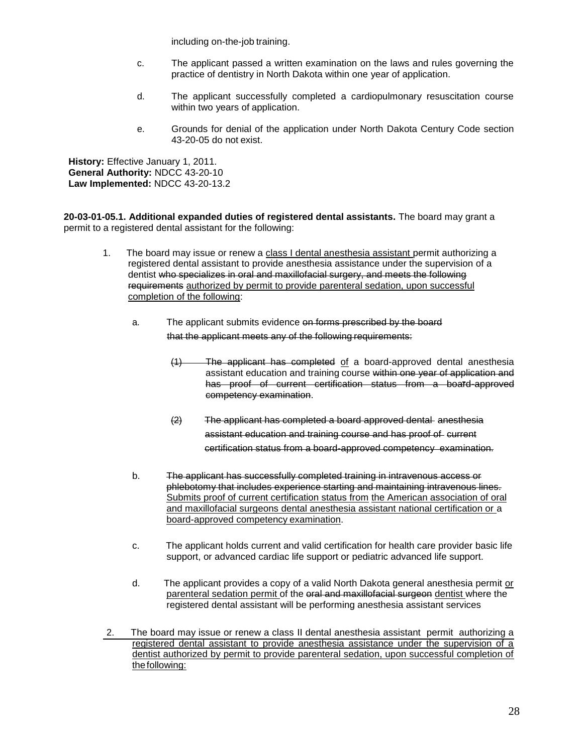including on-the-job training.

c. The applicant passed a written examination on the laws and rules governing the practice of dentistry in North Dakota within one year of application.

d. The applicant successfully completed a cardiopulmonary resuscitation course within two years of application.

e. Grounds for denial of the application under North Dakota Century Code section 43-20-05 do not exist.

**History:** Effective January 1, 2011.
**General Authority:** NDCC 43-20-10
**Law Implemented:** NDCC 43-20-13.2

**20-03-01-05.1. Additional expanded duties of registered dental assistants.** The board may grant a permit to a registered dental assistant for the following:

1. The board may issue or renew a <u>class I dental anesthesia assistant</u> permit authorizing a registered dental assistant to provide anesthesia assistance under the supervision of a dentist ~~who specializes in oral and maxillofacial surgery, and meets the following requirements~~ <u>authorized by permit to provide parenteral sedation, upon successful completion of the following</u>:

   a. The applicant submits evidence ~~on forms prescribed by the board that the applicant meets any of the following requirements:~~

      ~~(1) The applicant has completed~~ <u>of</u> a board-approved dental anesthesia assistant education and training course ~~within one year of application and has proof of current certification status from a board-approved competency examination~~.

      ~~(2) The applicant has completed a board approved dental anesthesia assistant education and training course and has proof of current certification status from a board-approved competency examination.~~

   b. ~~The applicant has successfully completed training in intravenous access or phlebotomy that includes experience starting and maintaining intravenous lines.~~ <u>Submits proof of current certification status from the American association of oral and maxillofacial surgeons dental anesthesia assistant national certification or a board-approved competency examination</u>.

   c. The applicant holds current and valid certification for health care provider basic life support, or advanced cardiac life support or pediatric advanced life support.

   d. The applicant provides a copy of a valid North Dakota general anesthesia permit <u>or parenteral sedation permit</u> of the ~~oral and maxillofacial surgeon~~ <u>dentist</u> where the registered dental assistant will be performing anesthesia assistant services

<u>2. The board may issue or renew a class II dental anesthesia assistant permit authorizing a registered dental assistant to provide anesthesia assistance under the supervision of a dentist authorized by permit to provide parenteral sedation, upon successful completion of the following:</u>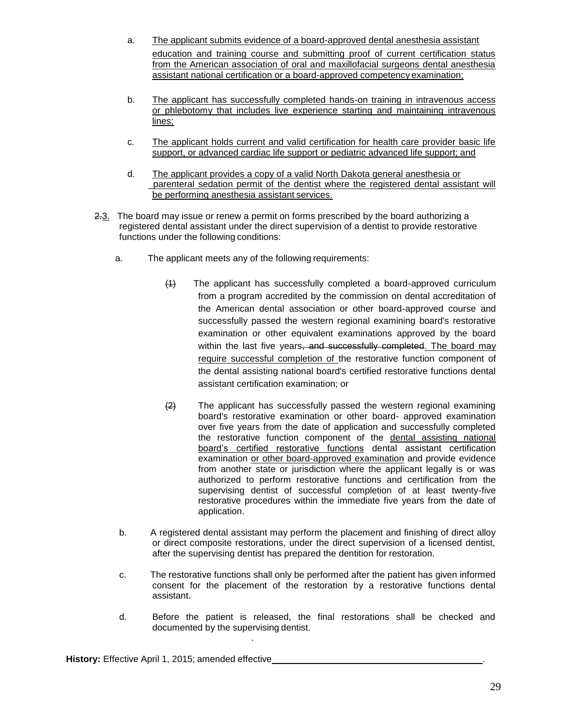a. The applicant submits evidence of a board-approved dental anesthesia assistant education and training course and submitting proof of current certification status from the American association of oral and maxillofacial surgeons dental anesthesia assistant national certification or a board-approved competency examination;

b. The applicant has successfully completed hands-on training in intravenous access or phlebotomy that includes live experience starting and maintaining intravenous lines;

c. The applicant holds current and valid certification for health care provider basic life support, or advanced cardiac life support or pediatric advanced life support; and

d. The applicant provides a copy of a valid North Dakota general anesthesia or parenteral sedation permit of the dentist where the registered dental assistant will be performing anesthesia assistant services.

~~2.~~3. The board may issue or renew a permit on forms prescribed by the board authorizing a registered dental assistant under the direct supervision of a dentist to provide restorative functions under the following conditions:

a. The applicant meets any of the following requirements:

~~(1)~~ The applicant has successfully completed a board-approved curriculum from a program accredited by the commission on dental accreditation of the American dental association or other board-approved course and successfully passed the western regional examining board's restorative examination or other equivalent examinations approved by the board within the last five years~~, and successfully completed~~. The board may require successful completion of the restorative function component of the dental assisting national board's certified restorative functions dental assistant certification examination; or

~~(2)~~ The applicant has successfully passed the western regional examining board's restorative examination or other board- approved examination over five years from the date of application and successfully completed the restorative function component of the dental assisting national board's certified restorative functions dental assistant certification examination or other board-approved examination and provide evidence from another state or jurisdiction where the applicant legally is or was authorized to perform restorative functions and certification from the supervising dentist of successful completion of at least twenty-five restorative procedures within the immediate five years from the date of application.

b. A registered dental assistant may perform the placement and finishing of direct alloy or direct composite restorations, under the direct supervision of a licensed dentist, after the supervising dentist has prepared the dentition for restoration.

c. The restorative functions shall only be performed after the patient has given informed consent for the placement of the restoration by a restorative functions dental assistant.

d. Before the patient is released, the final restorations shall be checked and documented by the supervising dentist.

**History:** Effective April 1, 2015; amended effective \_\_\_\_\_\_\_\_\_\_\_\_\_\_\_\_\_\_\_\_\_\_\_\_\_\_\_\_\_\_\_\_\_\_\_\_\_\_\_\_.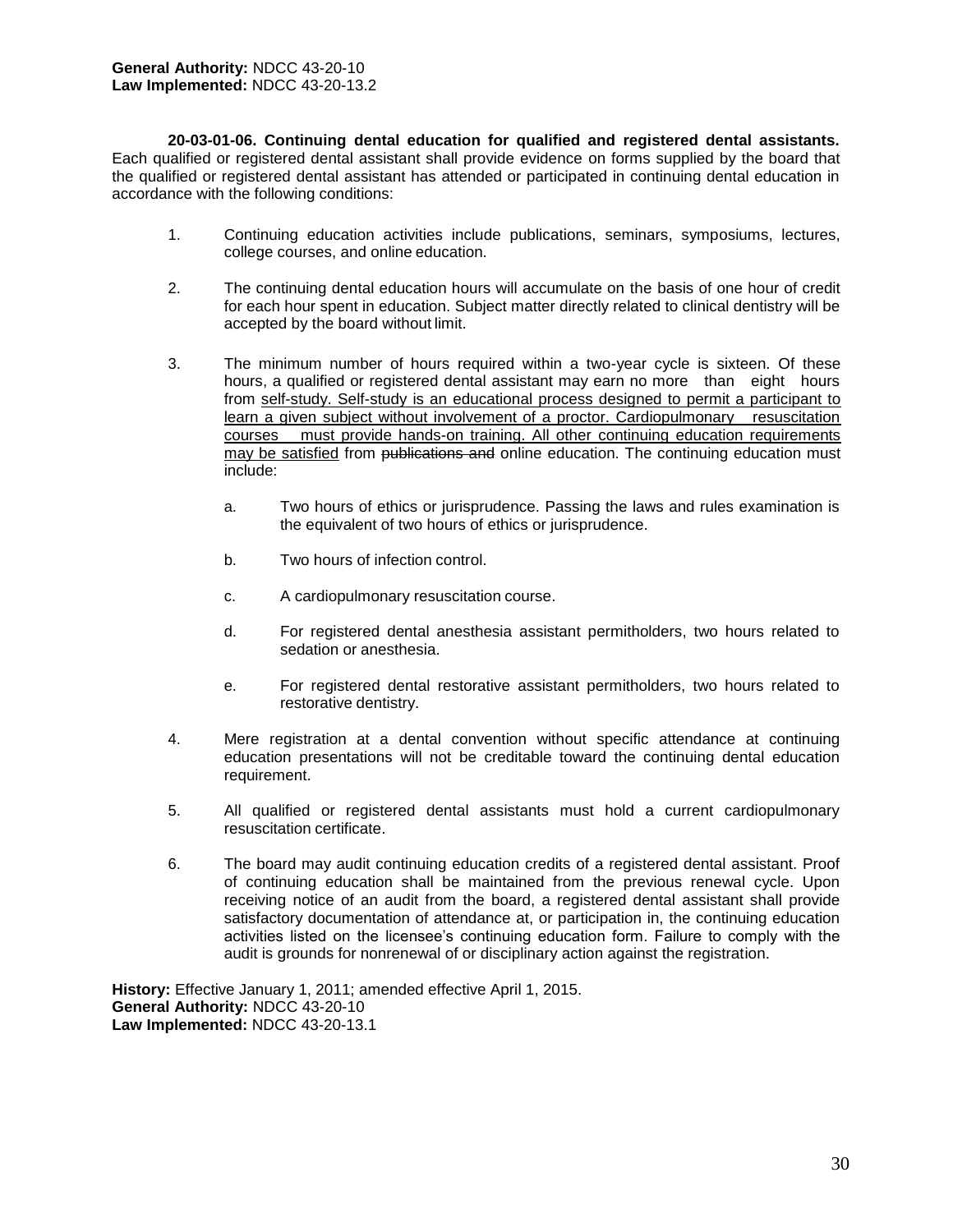**General Authority:** NDCC 43-20-10
**Law Implemented:** NDCC 43-20-13.2

**20-03-01-06. Continuing dental education for qualified and registered dental assistants.** Each qualified or registered dental assistant shall provide evidence on forms supplied by the board that the qualified or registered dental assistant has attended or participated in continuing dental education in accordance with the following conditions:

1. Continuing education activities include publications, seminars, symposiums, lectures, college courses, and online education.

2. The continuing dental education hours will accumulate on the basis of one hour of credit for each hour spent in education. Subject matter directly related to clinical dentistry will be accepted by the board without limit.

3. The minimum number of hours required within a two-year cycle is sixteen. Of these hours, a qualified or registered dental assistant may earn no more than eight hours from <u>self-study. Self-study is an educational process designed to permit a participant to learn a given subject without involvement of a proctor. Cardiopulmonary resuscitation courses must provide hands-on training. All other continuing education requirements may be satisfied</u> from ~~publications and~~ online education. The continuing education must include:

   a. Two hours of ethics or jurisprudence. Passing the laws and rules examination is the equivalent of two hours of ethics or jurisprudence.

   b. Two hours of infection control.

   c. A cardiopulmonary resuscitation course.

   d. For registered dental anesthesia assistant permitholders, two hours related to sedation or anesthesia.

   e. For registered dental restorative assistant permitholders, two hours related to restorative dentistry.

4. Mere registration at a dental convention without specific attendance at continuing education presentations will not be creditable toward the continuing dental education requirement.

5. All qualified or registered dental assistants must hold a current cardiopulmonary resuscitation certificate.

6. The board may audit continuing education credits of a registered dental assistant. Proof of continuing education shall be maintained from the previous renewal cycle. Upon receiving notice of an audit from the board, a registered dental assistant shall provide satisfactory documentation of attendance at, or participation in, the continuing education activities listed on the licensee's continuing education form. Failure to comply with the audit is grounds for nonrenewal of or disciplinary action against the registration.

**History:** Effective January 1, 2011; amended effective April 1, 2015.
**General Authority:** NDCC 43-20-10
**Law Implemented:** NDCC 43-20-13.1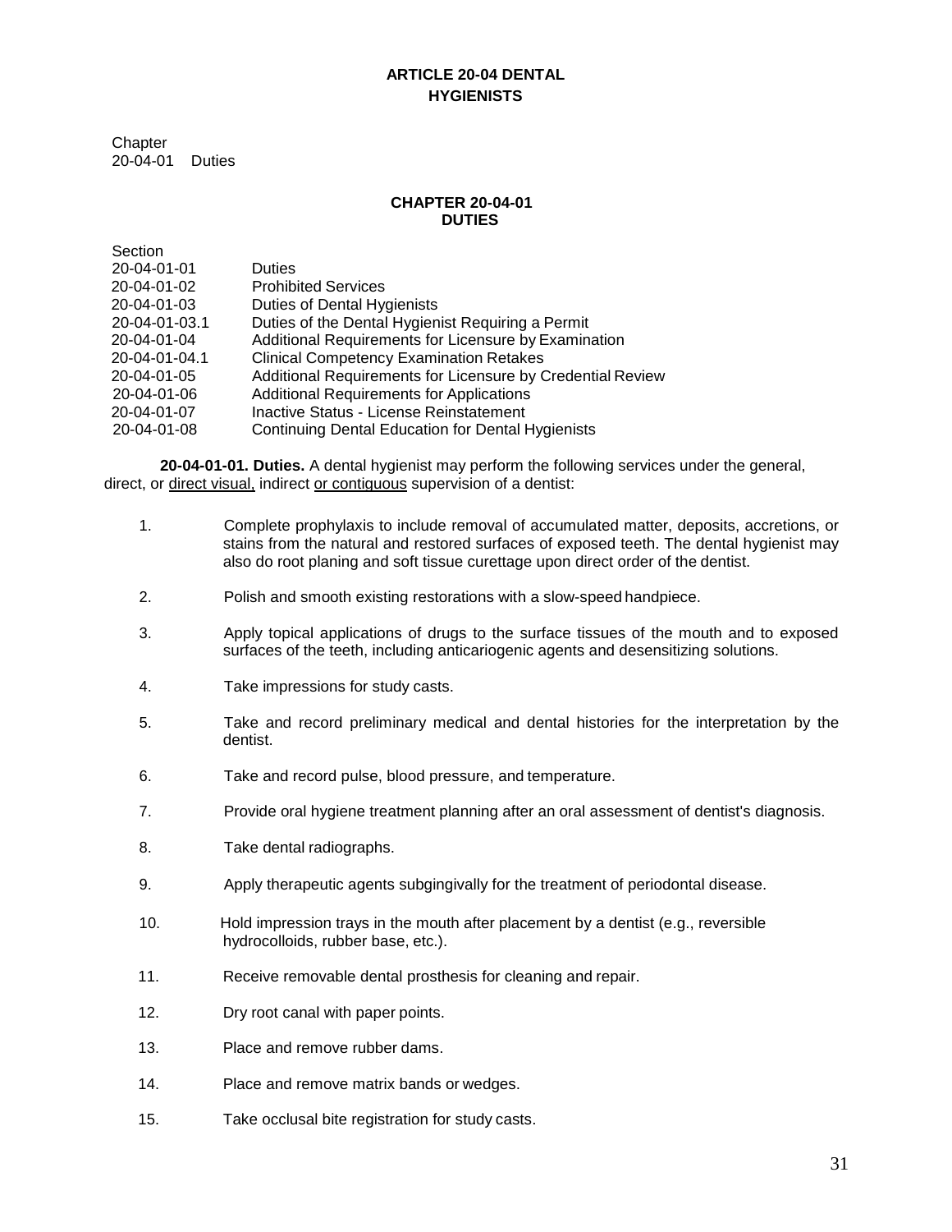# ARTICLE 20-04 DENTAL HYGIENISTS

Chapter
20-04-01 Duties

## CHAPTER 20-04-01 DUTIES

| Section | |
|---|---|
| 20-04-01-01 | Duties |
| 20-04-01-02 | Prohibited Services |
| 20-04-01-03 | Duties of Dental Hygienists |
| 20-04-01-03.1 | Duties of the Dental Hygienist Requiring a Permit |
| 20-04-01-04 | Additional Requirements for Licensure by Examination |
| 20-04-01-04.1 | Clinical Competency Examination Retakes |
| 20-04-01-05 | Additional Requirements for Licensure by Credential Review |
| 20-04-01-06 | Additional Requirements for Applications |
| 20-04-01-07 | Inactive Status - License Reinstatement |
| 20-04-01-08 | Continuing Dental Education for Dental Hygienists |

**20-04-01-01. Duties.** A dental hygienist may perform the following services under the general, direct, or direct visual, indirect or contiguous supervision of a dentist:

1. Complete prophylaxis to include removal of accumulated matter, deposits, accretions, or stains from the natural and restored surfaces of exposed teeth. The dental hygienist may also do root planing and soft tissue curettage upon direct order of the dentist.
2. Polish and smooth existing restorations with a slow-speed handpiece.
3. Apply topical applications of drugs to the surface tissues of the mouth and to exposed surfaces of the teeth, including anticariogenic agents and desensitizing solutions.
4. Take impressions for study casts.
5. Take and record preliminary medical and dental histories for the interpretation by the dentist.
6. Take and record pulse, blood pressure, and temperature.
7. Provide oral hygiene treatment planning after an oral assessment of dentist's diagnosis.
8. Take dental radiographs.
9. Apply therapeutic agents subgingivally for the treatment of periodontal disease.
10. Hold impression trays in the mouth after placement by a dentist (e.g., reversible hydrocolloids, rubber base, etc.).
11. Receive removable dental prosthesis for cleaning and repair.
12. Dry root canal with paper points.
13. Place and remove rubber dams.
14. Place and remove matrix bands or wedges.
15. Take occlusal bite registration for study casts.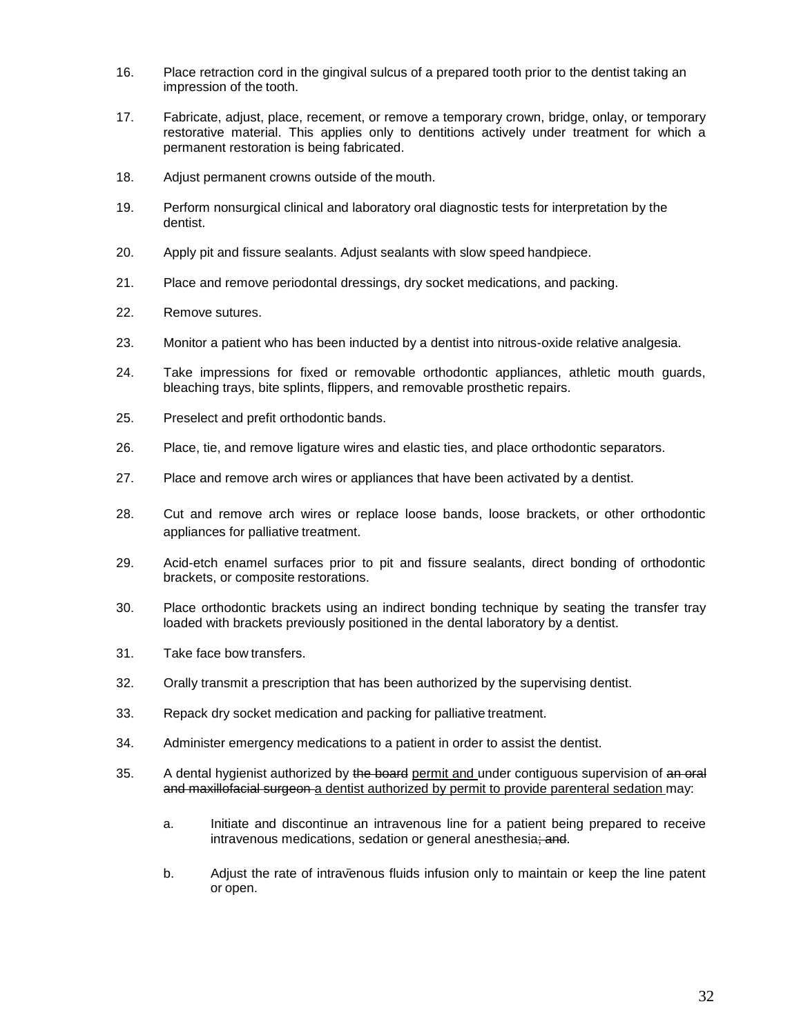16. Place retraction cord in the gingival sulcus of a prepared tooth prior to the dentist taking an impression of the tooth.

17. Fabricate, adjust, place, recement, or remove a temporary crown, bridge, onlay, or temporary restorative material. This applies only to dentitions actively under treatment for which a permanent restoration is being fabricated.

18. Adjust permanent crowns outside of the mouth.

19. Perform nonsurgical clinical and laboratory oral diagnostic tests for interpretation by the dentist.

20. Apply pit and fissure sealants. Adjust sealants with slow speed handpiece.

21. Place and remove periodontal dressings, dry socket medications, and packing.

22. Remove sutures.

23. Monitor a patient who has been inducted by a dentist into nitrous-oxide relative analgesia.

24. Take impressions for fixed or removable orthodontic appliances, athletic mouth guards, bleaching trays, bite splints, flippers, and removable prosthetic repairs.

25. Preselect and prefit orthodontic bands.

26. Place, tie, and remove ligature wires and elastic ties, and place orthodontic separators.

27. Place and remove arch wires or appliances that have been activated by a dentist.

28. Cut and remove arch wires or replace loose bands, loose brackets, or other orthodontic appliances for palliative treatment.

29. Acid-etch enamel surfaces prior to pit and fissure sealants, direct bonding of orthodontic brackets, or composite restorations.

30. Place orthodontic brackets using an indirect bonding technique by seating the transfer tray loaded with brackets previously positioned in the dental laboratory by a dentist.

31. Take face bow transfers.

32. Orally transmit a prescription that has been authorized by the supervising dentist.

33. Repack dry socket medication and packing for palliative treatment.

34. Administer emergency medications to a patient in order to assist the dentist.

35. A dental hygienist authorized by ~~the board~~ <u>permit and</u> under contiguous supervision of ~~an oral and maxillofacial surgeon~~ <u>a dentist authorized by permit to provide parenteral sedation</u> may:

    a. Initiate and discontinue an intravenous line for a patient being prepared to receive intravenous medications, sedation or general anesthesia~~; and~~.

    b. Adjust the rate of intravenous fluids infusion only to maintain or keep the line patent or open.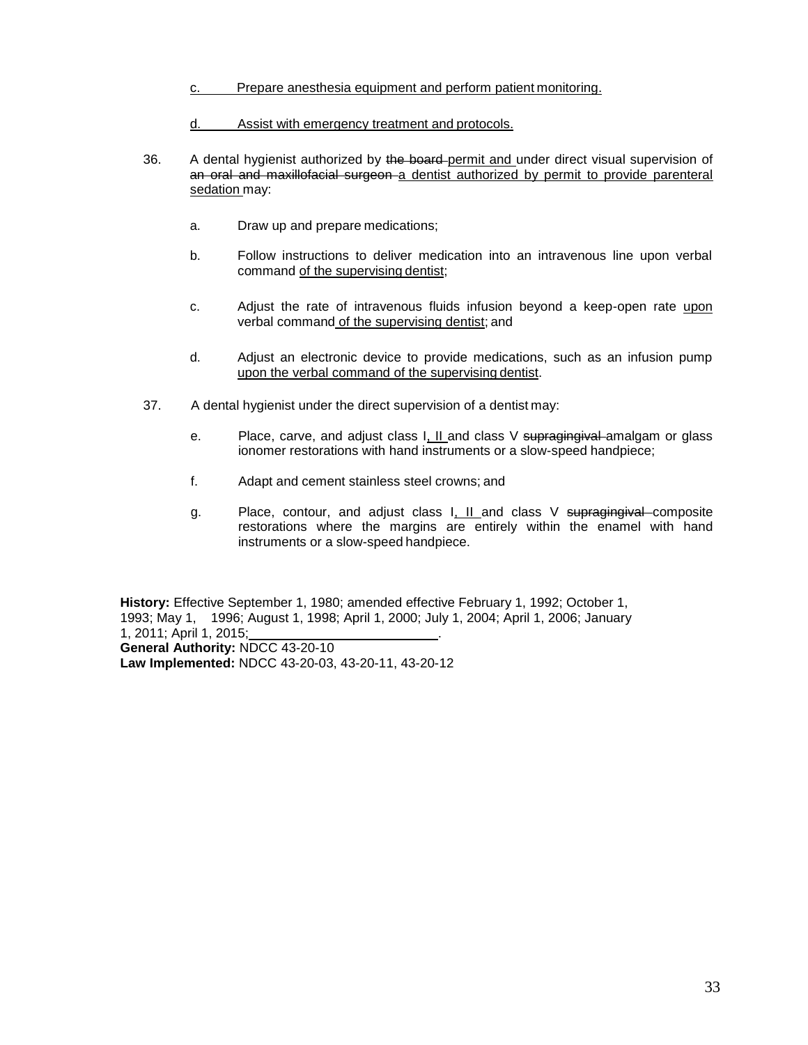c. Prepare anesthesia equipment and perform patient monitoring.

d. Assist with emergency treatment and protocols.

36. A dental hygienist authorized by ~~the board~~ permit and under direct visual supervision of ~~an oral and maxillofacial surgeon~~ a dentist authorized by permit to provide parenteral sedation may:

    a. Draw up and prepare medications;

    b. Follow instructions to deliver medication into an intravenous line upon verbal command of the supervising dentist;

    c. Adjust the rate of intravenous fluids infusion beyond a keep-open rate upon verbal command of the supervising dentist; and

    d. Adjust an electronic device to provide medications, such as an infusion pump upon the verbal command of the supervising dentist.

37. A dental hygienist under the direct supervision of a dentist may:

    e. Place, carve, and adjust class I, II and class V ~~supragingival~~ amalgam or glass ionomer restorations with hand instruments or a slow-speed handpiece;

    f. Adapt and cement stainless steel crowns; and

    g. Place, contour, and adjust class I, II and class V ~~supragingival~~ composite restorations where the margins are entirely within the enamel with hand instruments or a slow-speed handpiece.

**History:** Effective September 1, 1980; amended effective February 1, 1992; October 1, 1993; May 1, 1996; August 1, 1998; April 1, 2000; July 1, 2004; April 1, 2006; January 1, 2011; April 1, 2015;\_\_\_\_\_\_\_\_\_\_\_\_\_\_\_\_\_\_\_\_\_\_\_\_\_\_.
**General Authority:** NDCC 43-20-10
**Law Implemented:** NDCC 43-20-03, 43-20-11, 43-20-12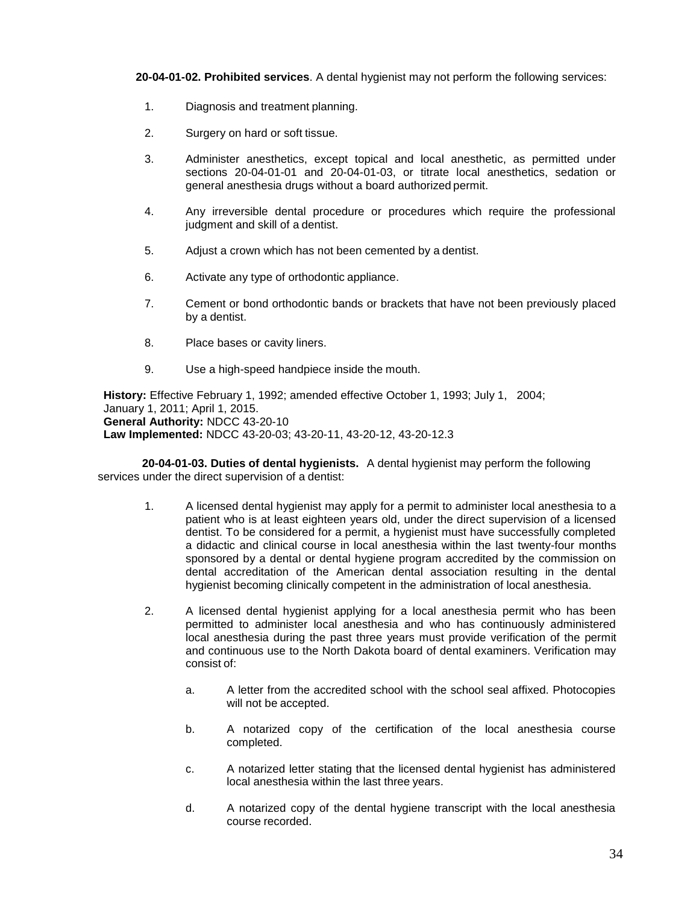**20-04-01-02. Prohibited services**. A dental hygienist may not perform the following services:

1. Diagnosis and treatment planning.

2. Surgery on hard or soft tissue.

3. Administer anesthetics, except topical and local anesthetic, as permitted under sections 20-04-01-01 and 20-04-01-03, or titrate local anesthetics, sedation or general anesthesia drugs without a board authorized permit.

4. Any irreversible dental procedure or procedures which require the professional judgment and skill of a dentist.

5. Adjust a crown which has not been cemented by a dentist.

6. Activate any type of orthodontic appliance.

7. Cement or bond orthodontic bands or brackets that have not been previously placed by a dentist.

8. Place bases or cavity liners.

9. Use a high-speed handpiece inside the mouth.

**History:** Effective February 1, 1992; amended effective October 1, 1993; July 1, 2004; January 1, 2011; April 1, 2015.
**General Authority:** NDCC 43-20-10
**Law Implemented:** NDCC 43-20-03; 43-20-11, 43-20-12, 43-20-12.3

**20-04-01-03. Duties of dental hygienists.** A dental hygienist may perform the following services under the direct supervision of a dentist:

1. A licensed dental hygienist may apply for a permit to administer local anesthesia to a patient who is at least eighteen years old, under the direct supervision of a licensed dentist. To be considered for a permit, a hygienist must have successfully completed a didactic and clinical course in local anesthesia within the last twenty-four months sponsored by a dental or dental hygiene program accredited by the commission on dental accreditation of the American dental association resulting in the dental hygienist becoming clinically competent in the administration of local anesthesia.

2. A licensed dental hygienist applying for a local anesthesia permit who has been permitted to administer local anesthesia and who has continuously administered local anesthesia during the past three years must provide verification of the permit and continuous use to the North Dakota board of dental examiners. Verification may consist of:

    a. A letter from the accredited school with the school seal affixed. Photocopies will not be accepted.

    b. A notarized copy of the certification of the local anesthesia course completed.

    c. A notarized letter stating that the licensed dental hygienist has administered local anesthesia within the last three years.

    d. A notarized copy of the dental hygiene transcript with the local anesthesia course recorded.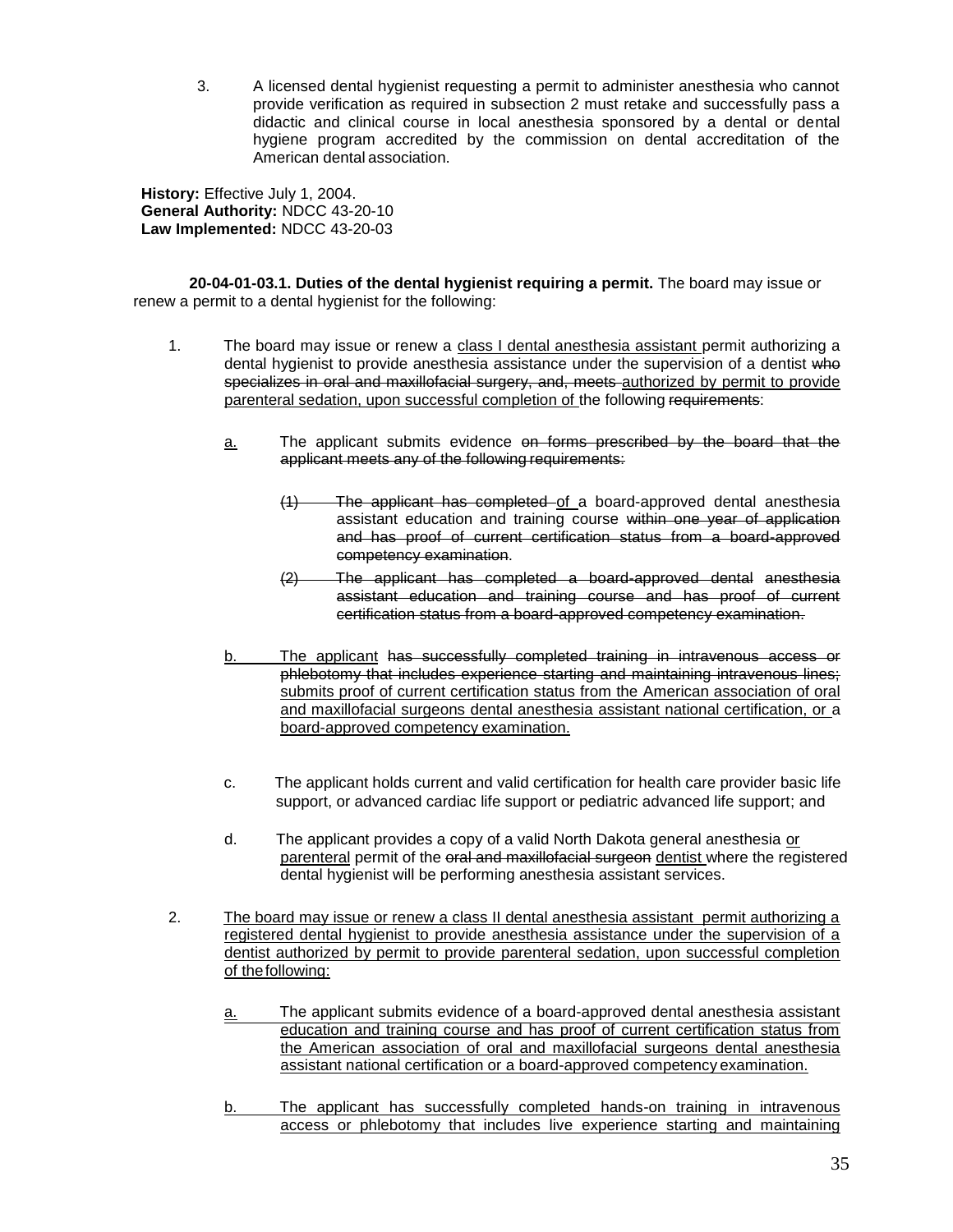3. A licensed dental hygienist requesting a permit to administer anesthesia who cannot provide verification as required in subsection 2 must retake and successfully pass a didactic and clinical course in local anesthesia sponsored by a dental or dental hygiene program accredited by the commission on dental accreditation of the American dental association.

**History:** Effective July 1, 2004.
**General Authority:** NDCC 43-20-10
**Law Implemented:** NDCC 43-20-03

**20-04-01-03.1. Duties of the dental hygienist requiring a permit.** The board may issue or renew a permit to a dental hygienist for the following:

1. The board may issue or renew a <u>class I dental anesthesia assistant</u> permit authorizing a dental hygienist to provide anesthesia assistance under the supervision of a dentist ~~who specializes in oral and maxillofacial surgery, and, meets~~ <u>authorized by permit to provide parenteral sedation, upon successful completion of</u> the following ~~requirements~~:

   <u>a.</u> The applicant submits evidence ~~on forms prescribed by the board that the applicant meets any of the following requirements:~~

   ~~(1) The applicant has completed~~ <u>of</u> a board-approved dental anesthesia assistant education and training course ~~within one year of application and has proof of current certification status from a board-approved competency examination~~.

   ~~(2) The applicant has completed a board-approved dental anesthesia assistant education and training course and has proof of current certification status from a board-approved competency examination.~~

   <u>b.</u> The applicant ~~has successfully completed training in intravenous access or phlebotomy that includes experience starting and maintaining intravenous lines;~~ <u>submits proof of current certification status from the American association of oral and maxillofacial surgeons dental anesthesia assistant national certification, or a board-approved competency examination.</u>

   c. The applicant holds current and valid certification for health care provider basic life support, or advanced cardiac life support or pediatric advanced life support; and

   d. The applicant provides a copy of a valid North Dakota general anesthesia <u>or parenteral</u> permit of the ~~oral and maxillofacial surgeon~~ <u>dentist</u> where the registered dental hygienist will be performing anesthesia assistant services.

2. <u>The board may issue or renew a class II dental anesthesia assistant permit authorizing a registered dental hygienist to provide anesthesia assistance under the supervision of a dentist authorized by permit to provide parenteral sedation, upon successful completion of the following:</u>

   <u>a. The applicant submits evidence of a board-approved dental anesthesia assistant education and training course and has proof of current certification status from the American association of oral and maxillofacial surgeons dental anesthesia assistant national certification or a board-approved competency examination.</u>

   <u>b. The applicant has successfully completed hands-on training in intravenous access or phlebotomy that includes live experience starting and maintaining</u>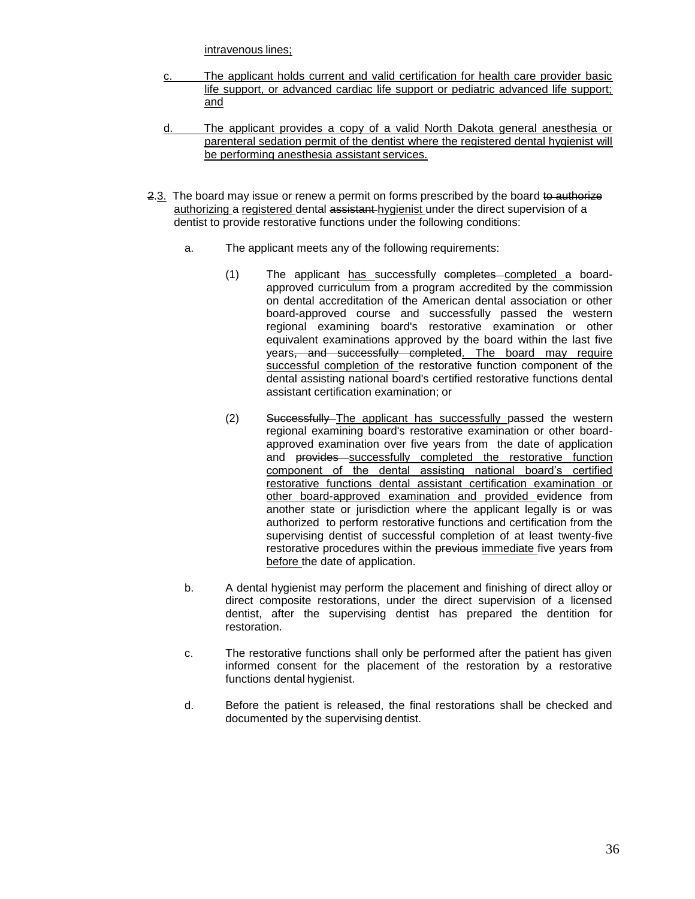intravenous lines;

c. The applicant holds current and valid certification for health care provider basic life support, or advanced cardiac life support or pediatric advanced life support; and

d. The applicant provides a copy of a valid North Dakota general anesthesia or parenteral sedation permit of the dentist where the registered dental hygienist will be performing anesthesia assistant services.

~~2~~.3. The board may issue or renew a permit on forms prescribed by the board ~~to authorize~~ authorizing a registered dental ~~assistant~~ hygienist under the direct supervision of a dentist to provide restorative functions under the following conditions:

a. The applicant meets any of the following requirements:

(1) The applicant has successfully ~~completes~~ completed a board-approved curriculum from a program accredited by the commission on dental accreditation of the American dental association or other board-approved course and successfully passed the western regional examining board's restorative examination or other equivalent examinations approved by the board within the last five years~~, and successfully completed~~. The board may require successful completion of the restorative function component of the dental assisting national board's certified restorative functions dental assistant certification examination; or

(2) ~~Successfully~~ The applicant has successfully passed the western regional examining board's restorative examination or other board-approved examination over five years from the date of application and ~~provides~~ successfully completed the restorative function component of the dental assisting national board's certified restorative functions dental assistant certification examination or other board-approved examination and provided evidence from another state or jurisdiction where the applicant legally is or was authorized to perform restorative functions and certification from the supervising dentist of successful completion of at least twenty-five restorative procedures within the ~~previous~~ immediate five years ~~from~~ before the date of application.

b. A dental hygienist may perform the placement and finishing of direct alloy or direct composite restorations, under the direct supervision of a licensed dentist, after the supervising dentist has prepared the dentition for restoration.

c. The restorative functions shall only be performed after the patient has given informed consent for the placement of the restoration by a restorative functions dental hygienist.

d. Before the patient is released, the final restorations shall be checked and documented by the supervising dentist.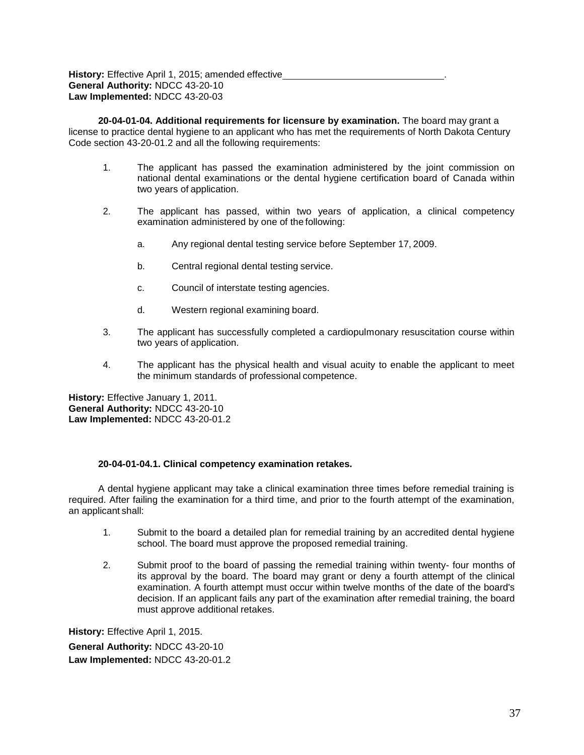**History:** Effective April 1, 2015; amended effective ______________________________.
**General Authority:** NDCC 43-20-10
**Law Implemented:** NDCC 43-20-03

**20-04-01-04. Additional requirements for licensure by examination.** The board may grant a license to practice dental hygiene to an applicant who has met the requirements of North Dakota Century Code section 43-20-01.2 and all the following requirements:

1. The applicant has passed the examination administered by the joint commission on national dental examinations or the dental hygiene certification board of Canada within two years of application.

2. The applicant has passed, within two years of application, a clinical competency examination administered by one of the following:

   a. Any regional dental testing service before September 17, 2009.

   b. Central regional dental testing service.

   c. Council of interstate testing agencies.

   d. Western regional examining board.

3. The applicant has successfully completed a cardiopulmonary resuscitation course within two years of application.

4. The applicant has the physical health and visual acuity to enable the applicant to meet the minimum standards of professional competence.

**History:** Effective January 1, 2011.
**General Authority:** NDCC 43-20-10
**Law Implemented:** NDCC 43-20-01.2

**20-04-01-04.1. Clinical competency examination retakes.**

A dental hygiene applicant may take a clinical examination three times before remedial training is required. After failing the examination for a third time, and prior to the fourth attempt of the examination, an applicant shall:

1. Submit to the board a detailed plan for remedial training by an accredited dental hygiene school. The board must approve the proposed remedial training.

2. Submit proof to the board of passing the remedial training within twenty- four months of its approval by the board. The board may grant or deny a fourth attempt of the clinical examination. A fourth attempt must occur within twelve months of the date of the board's decision. If an applicant fails any part of the examination after remedial training, the board must approve additional retakes.

**History:** Effective April 1, 2015.
**General Authority:** NDCC 43-20-10
**Law Implemented:** NDCC 43-20-01.2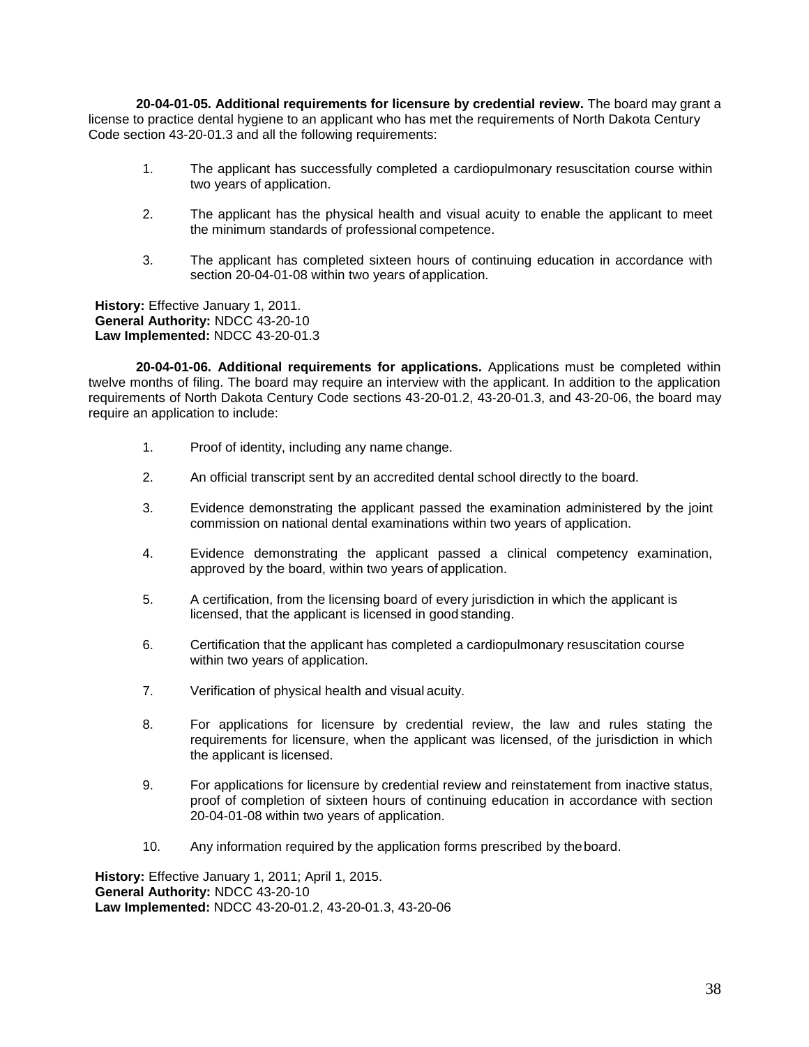**20-04-01-05. Additional requirements for licensure by credential review.** The board may grant a license to practice dental hygiene to an applicant who has met the requirements of North Dakota Century Code section 43-20-01.3 and all the following requirements:

1. The applicant has successfully completed a cardiopulmonary resuscitation course within two years of application.
2. The applicant has the physical health and visual acuity to enable the applicant to meet the minimum standards of professional competence.
3. The applicant has completed sixteen hours of continuing education in accordance with section 20-04-01-08 within two years of application.

**History:** Effective January 1, 2011.
**General Authority:** NDCC 43-20-10
**Law Implemented:** NDCC 43-20-01.3

**20-04-01-06. Additional requirements for applications.** Applications must be completed within twelve months of filing. The board may require an interview with the applicant. In addition to the application requirements of North Dakota Century Code sections 43-20-01.2, 43-20-01.3, and 43-20-06, the board may require an application to include:

1. Proof of identity, including any name change.
2. An official transcript sent by an accredited dental school directly to the board.
3. Evidence demonstrating the applicant passed the examination administered by the joint commission on national dental examinations within two years of application.
4. Evidence demonstrating the applicant passed a clinical competency examination, approved by the board, within two years of application.
5. A certification, from the licensing board of every jurisdiction in which the applicant is licensed, that the applicant is licensed in good standing.
6. Certification that the applicant has completed a cardiopulmonary resuscitation course within two years of application.
7. Verification of physical health and visual acuity.
8. For applications for licensure by credential review, the law and rules stating the requirements for licensure, when the applicant was licensed, of the jurisdiction in which the applicant is licensed.
9. For applications for licensure by credential review and reinstatement from inactive status, proof of completion of sixteen hours of continuing education in accordance with section 20-04-01-08 within two years of application.
10. Any information required by the application forms prescribed by the board.

**History:** Effective January 1, 2011; April 1, 2015.
**General Authority:** NDCC 43-20-10
**Law Implemented:** NDCC 43-20-01.2, 43-20-01.3, 43-20-06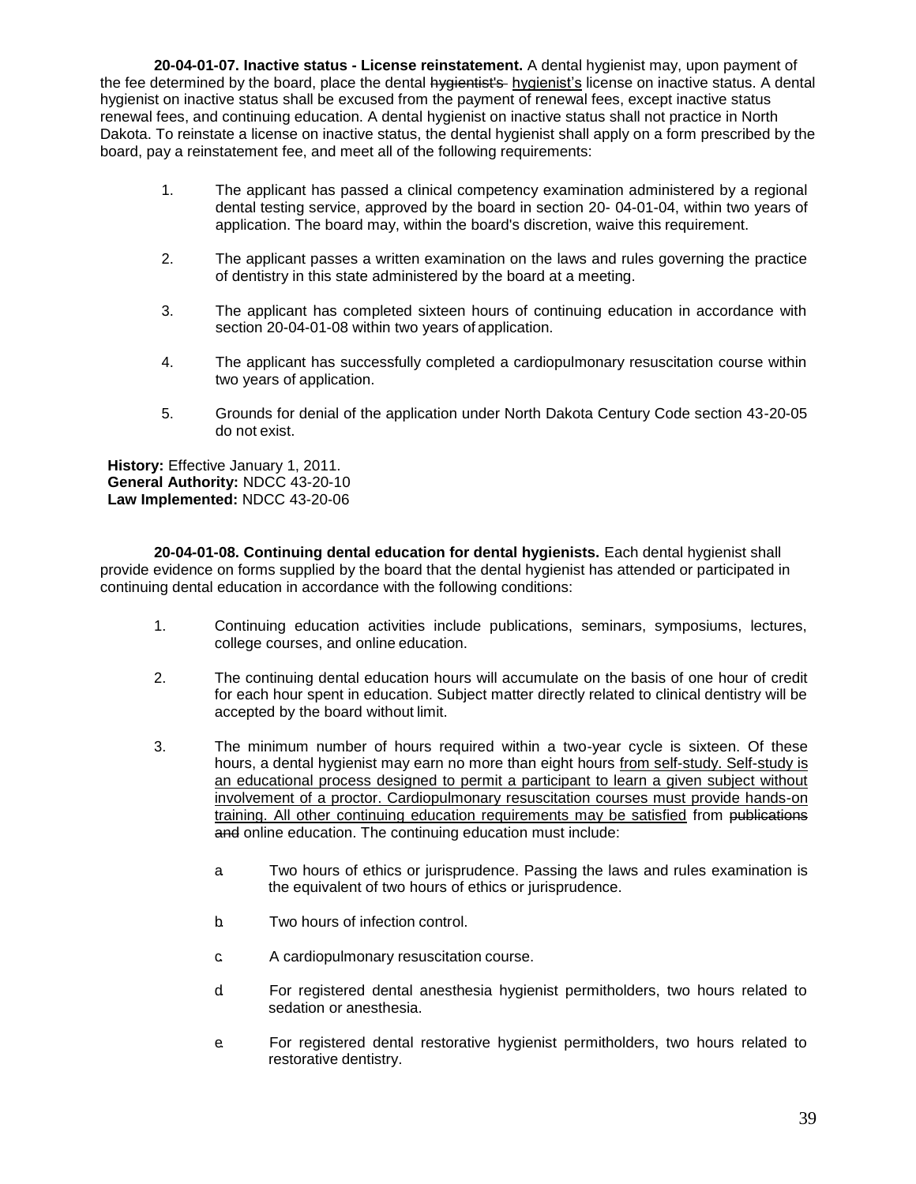**20-04-01-07. Inactive status - License reinstatement.** A dental hygienist may, upon payment of the fee determined by the board, place the dental ~~hygientist's~~ <u>hygienist's</u> license on inactive status. A dental hygienist on inactive status shall be excused from the payment of renewal fees, except inactive status renewal fees, and continuing education. A dental hygienist on inactive status shall not practice in North Dakota. To reinstate a license on inactive status, the dental hygienist shall apply on a form prescribed by the board, pay a reinstatement fee, and meet all of the following requirements:

1. The applicant has passed a clinical competency examination administered by a regional dental testing service, approved by the board in section 20- 04-01-04, within two years of application. The board may, within the board's discretion, waive this requirement.

2. The applicant passes a written examination on the laws and rules governing the practice of dentistry in this state administered by the board at a meeting.

3. The applicant has completed sixteen hours of continuing education in accordance with section 20-04-01-08 within two years of application.

4. The applicant has successfully completed a cardiopulmonary resuscitation course within two years of application.

5. Grounds for denial of the application under North Dakota Century Code section 43-20-05 do not exist.

**History:** Effective January 1, 2011.
**General Authority:** NDCC 43-20-10
**Law Implemented:** NDCC 43-20-06

**20-04-01-08. Continuing dental education for dental hygienists.** Each dental hygienist shall provide evidence on forms supplied by the board that the dental hygienist has attended or participated in continuing dental education in accordance with the following conditions:

1. Continuing education activities include publications, seminars, symposiums, lectures, college courses, and online education.

2. The continuing dental education hours will accumulate on the basis of one hour of credit for each hour spent in education. Subject matter directly related to clinical dentistry will be accepted by the board without limit.

3. The minimum number of hours required within a two-year cycle is sixteen. Of these hours, a dental hygienist may earn no more than eight hours <u>from self-study. Self-study is an educational process designed to permit a participant to learn a given subject without involvement of a proctor. Cardiopulmonary resuscitation courses must provide hands-on training. All other continuing education requirements may be satisfied</u> from ~~publications and~~ online education. The continuing education must include:

   a. Two hours of ethics or jurisprudence. Passing the laws and rules examination is the equivalent of two hours of ethics or jurisprudence.

   b. Two hours of infection control.

   c. A cardiopulmonary resuscitation course.

   d. For registered dental anesthesia hygienist permitholders, two hours related to sedation or anesthesia.

   e. For registered dental restorative hygienist permitholders, two hours related to restorative dentistry.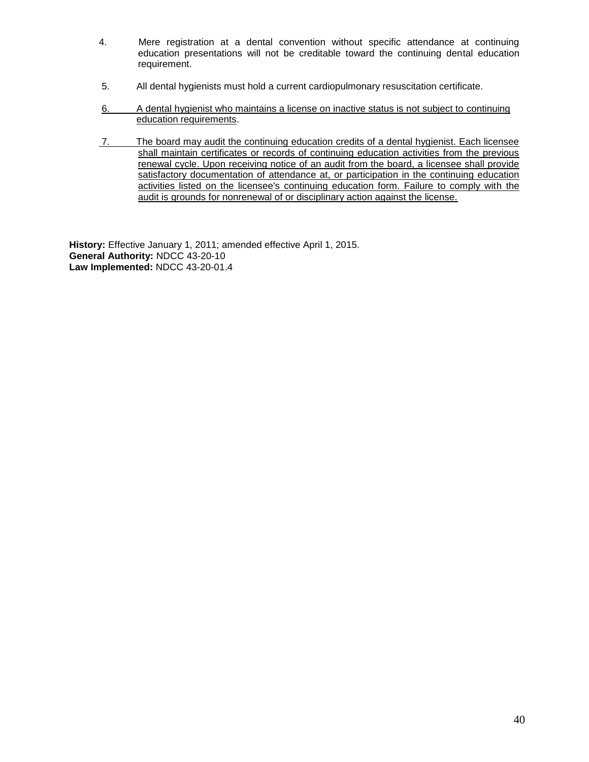4. Mere registration at a dental convention without specific attendance at continuing education presentations will not be creditable toward the continuing dental education requirement.

5. All dental hygienists must hold a current cardiopulmonary resuscitation certificate.

6. A dental hygienist who maintains a license on inactive status is not subject to continuing education requirements.

7. The board may audit the continuing education credits of a dental hygienist. Each licensee shall maintain certificates or records of continuing education activities from the previous renewal cycle. Upon receiving notice of an audit from the board, a licensee shall provide satisfactory documentation of attendance at, or participation in the continuing education activities listed on the licensee's continuing education form. Failure to comply with the audit is grounds for nonrenewal of or disciplinary action against the license.

**History:** Effective January 1, 2011; amended effective April 1, 2015.
**General Authority:** NDCC 43-20-10
**Law Implemented:** NDCC 43-20-01.4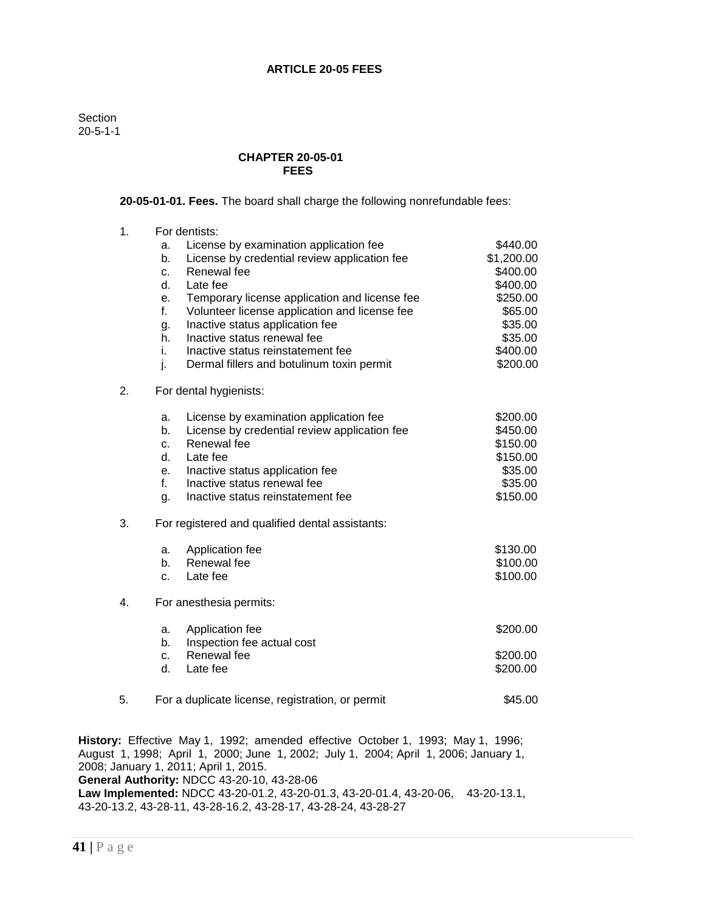# ARTICLE 20-05 FEES

Section
20-5-1-1

## CHAPTER 20-05-01
## FEES

**20-05-01-01. Fees.** The board shall charge the following nonrefundable fees:

1. For dentists:

| | | |
|---|---|---|
| a. | License by examination application fee | $440.00 |
| b. | License by credential review application fee | $1,200.00 |
| c. | Renewal fee | $400.00 |
| d. | Late fee | $400.00 |
| e. | Temporary license application and license fee | $250.00 |
| f. | Volunteer license application and license fee | $65.00 |
| g. | Inactive status application fee | $35.00 |
| h. | Inactive status renewal fee | $35.00 |
| i. | Inactive status reinstatement fee | $400.00 |
| j. | Dermal fillers and botulinum toxin permit | $200.00 |

2. For dental hygienists:

| | | |
|---|---|---|
| a. | License by examination application fee | $200.00 |
| b. | License by credential review application fee | $450.00 |
| c. | Renewal fee | $150.00 |
| d. | Late fee | $150.00 |
| e. | Inactive status application fee | $35.00 |
| f. | Inactive status renewal fee | $35.00 |
| g. | Inactive status reinstatement fee | $150.00 |

3. For registered and qualified dental assistants:

| | | |
|---|---|---|
| a. | Application fee | $130.00 |
| b. | Renewal fee | $100.00 |
| c. | Late fee | $100.00 |

4. For anesthesia permits:

| | | |
|---|---|---|
| a. | Application fee | $200.00 |
| b. | Inspection fee actual cost | |
| c. | Renewal fee | $200.00 |
| d. | Late fee | $200.00 |

5. For a duplicate license, registration, or permit $45.00

**History:** Effective May 1, 1992; amended effective October 1, 1993; May 1, 1996; August 1, 1998; April 1, 2000; June 1, 2002; July 1, 2004; April 1, 2006; January 1, 2008; January 1, 2011; April 1, 2015.
**General Authority:** NDCC 43-20-10, 43-28-06
**Law Implemented:** NDCC 43-20-01.2, 43-20-01.3, 43-20-01.4, 43-20-06, 43-20-13.1, 43-20-13.2, 43-28-11, 43-28-16.2, 43-28-17, 43-28-24, 43-28-27